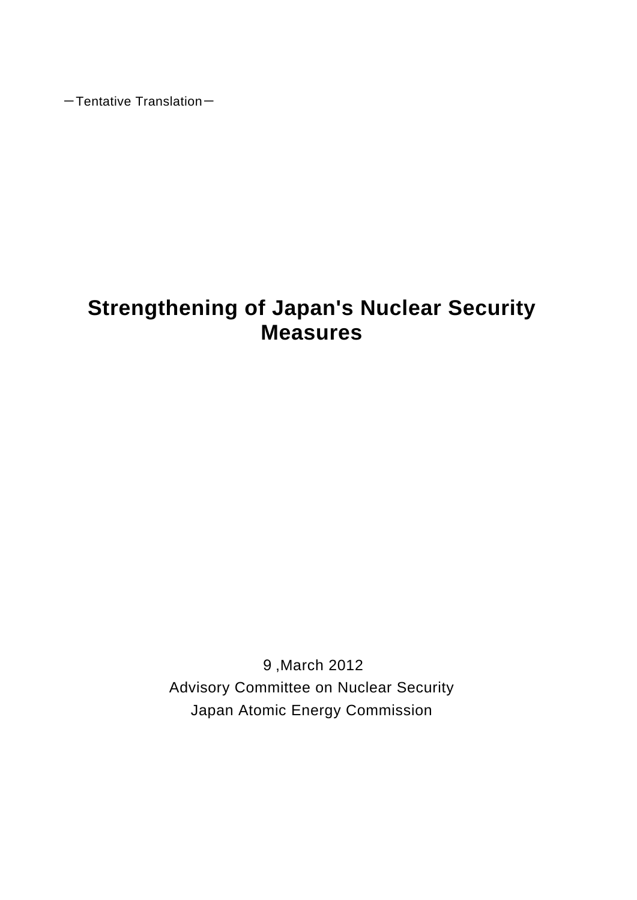－Tentative Translation－

# Strengthening of Japan's Nuclear Security Measures

9 ,March 2012

Advisory Committee on Nuclear Security

Japan Atomic Energy Commission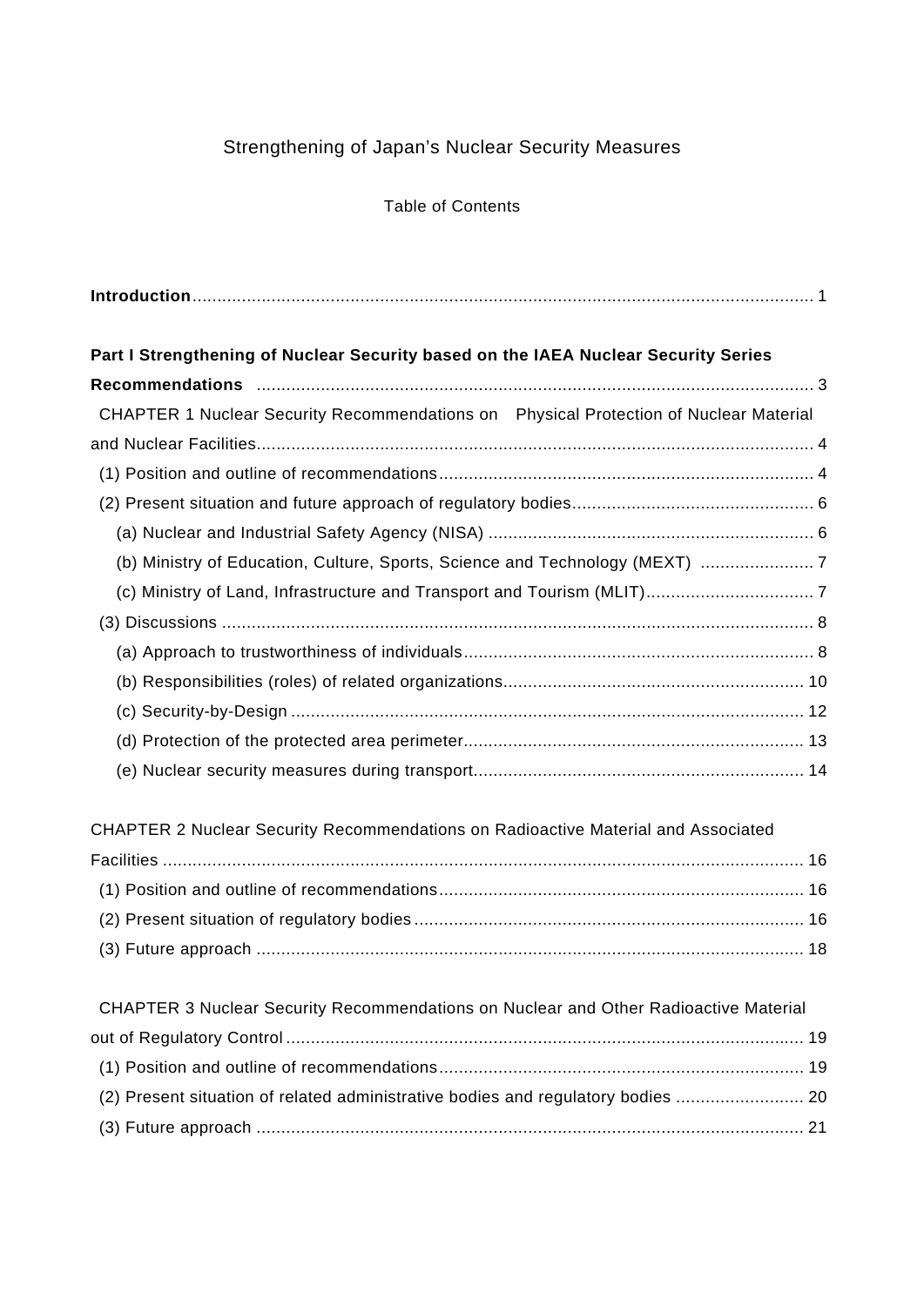Strengthening of Japan's Nuclear Security Measures

Table of Contents

**Introduction**............................................................................................................................ 1

**Part I Strengthening of Nuclear Security based on the IAEA Nuclear Security Series Recommendations** ................................................................................................................. 3

CHAPTER 1 Nuclear Security Recommendations on Physical Protection of Nuclear Material and Nuclear Facilities................................................................................................................ 4

(1) Position and outline of recommendations........................................................................... 4

(2) Present situation and future approach of regulatory bodies................................................. 6

(a) Nuclear and Industrial Safety Agency (NISA) ................................................................. 6

(b) Ministry of Education, Culture, Sports, Science and Technology (MEXT) ....................... 7

(c) Ministry of Land, Infrastructure and Transport and Tourism (MLIT).................................. 7

(3) Discussions ....................................................................................................................... 8

(a) Approach to trustworthiness of individuals....................................................................... 8

(b) Responsibilities (roles) of related organizations............................................................. 10

(c) Security-by-Design ........................................................................................................ 12

(d) Protection of the protected area perimeter..................................................................... 13

(e) Nuclear security measures during transport................................................................... 14

CHAPTER 2 Nuclear Security Recommendations on Radioactive Material and Associated Facilities ................................................................................................................................. 16

(1) Position and outline of recommendations......................................................................... 16

(2) Present situation of regulatory bodies .............................................................................. 16

(3) Future approach .............................................................................................................. 18

CHAPTER 3 Nuclear Security Recommendations on Nuclear and Other Radioactive Material out of Regulatory Control ........................................................................................................ 19

(1) Position and outline of recommendations......................................................................... 19

(2) Present situation of related administrative bodies and regulatory bodies .......................... 20

(3) Future approach .............................................................................................................. 21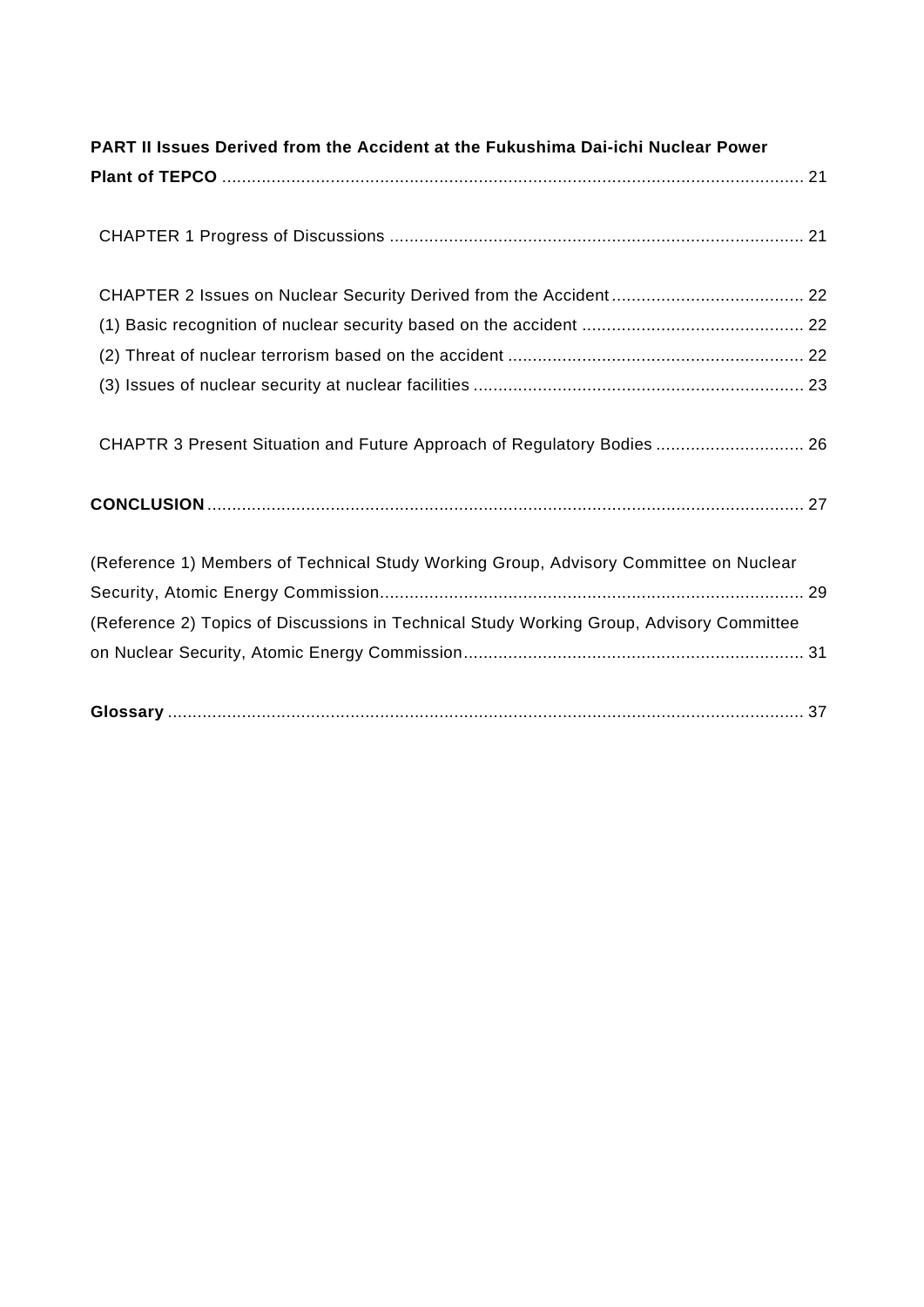**PART II Issues Derived from the Accident at the Fukushima Dai-ichi Nuclear Power Plant of TEPCO** ..................................................................................................................... 21

CHAPTER 1 Progress of Discussions .................................................................................... 21

CHAPTER 2 Issues on Nuclear Security Derived from the Accident ....................................... 22

(1) Basic recognition of nuclear security based on the accident ............................................. 22

(2) Threat of nuclear terrorism based on the accident ............................................................ 22

(3) Issues of nuclear security at nuclear facilities ................................................................... 23

CHAPTR 3 Present Situation and Future Approach of Regulatory Bodies .............................. 26

**CONCLUSION** ....................................................................................................................... 27

(Reference 1) Members of Technical Study Working Group, Advisory Committee on Nuclear Security, Atomic Energy Commission...................................................................................... 29

(Reference 2) Topics of Discussions in Technical Study Working Group, Advisory Committee on Nuclear Security, Atomic Energy Commission..................................................................... 31

**Glossary** ................................................................................................................................. 37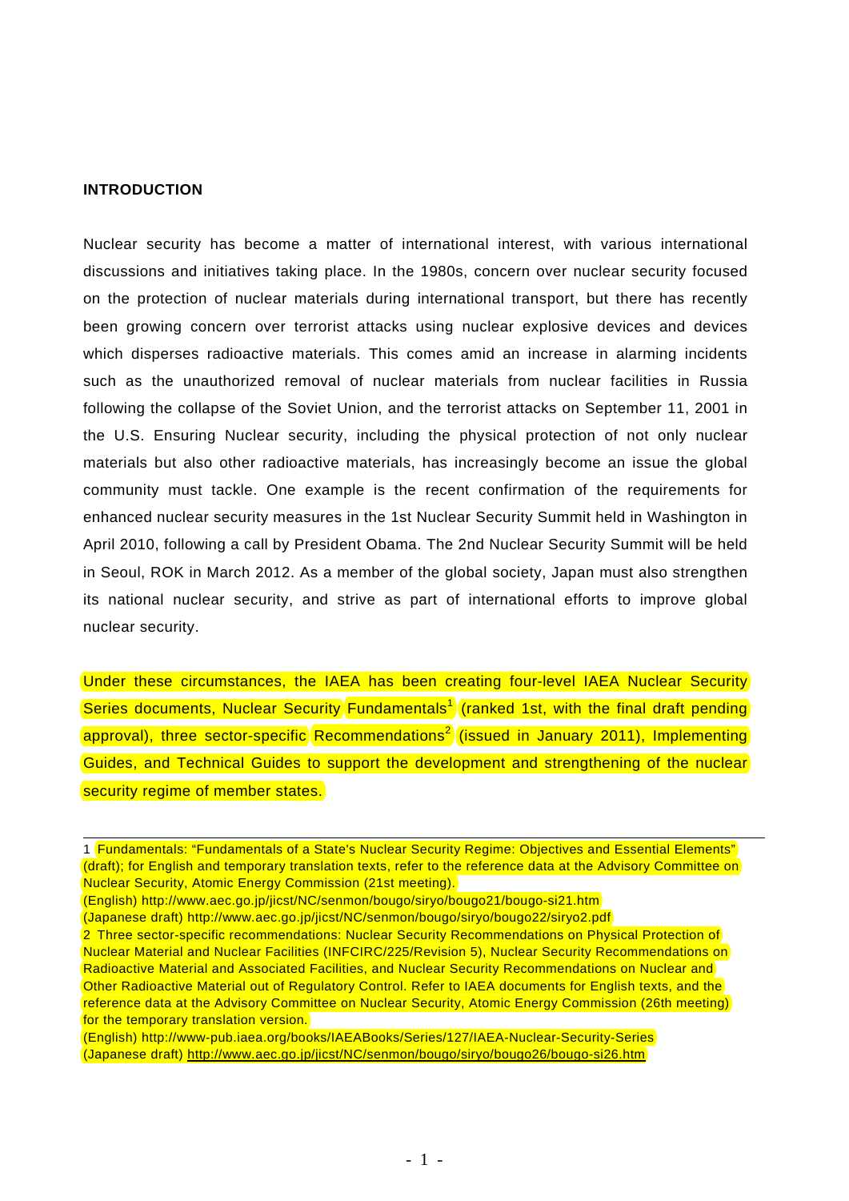## INTRODUCTION

Nuclear security has become a matter of international interest, with various international discussions and initiatives taking place. In the 1980s, concern over nuclear security focused on the protection of nuclear materials during international transport, but there has recently been growing concern over terrorist attacks using nuclear explosive devices and devices which disperses radioactive materials. This comes amid an increase in alarming incidents such as the unauthorized removal of nuclear materials from nuclear facilities in Russia following the collapse of the Soviet Union, and the terrorist attacks on September 11, 2001 in the U.S. Ensuring Nuclear security, including the physical protection of not only nuclear materials but also other radioactive materials, has increasingly become an issue the global community must tackle. One example is the recent confirmation of the requirements for enhanced nuclear security measures in the 1st Nuclear Security Summit held in Washington in April 2010, following a call by President Obama. The 2nd Nuclear Security Summit will be held in Seoul, ROK in March 2012. As a member of the global society, Japan must also strengthen its national nuclear security, and strive as part of international efforts to improve global nuclear security.

Under these circumstances, the IAEA has been creating four-level IAEA Nuclear Security Series documents, Nuclear Security Fundamentals[1] (ranked 1st, with the final draft pending approval), three sector-specific Recommendations[2] (issued in January 2011), Implementing Guides, and Technical Guides to support the development and strengthening of the nuclear security regime of member states.

---

1 Fundamentals: "Fundamentals of a State's Nuclear Security Regime: Objectives and Essential Elements" (draft); for English and temporary translation texts, refer to the reference data at the Advisory Committee on Nuclear Security, Atomic Energy Commission (21st meeting).
(English) http://www.aec.go.jp/jicst/NC/senmon/bougo/siryo/bougo21/bougo-si21.htm
(Japanese draft) http://www.aec.go.jp/jicst/NC/senmon/bougo/siryo/bougo22/siryo2.pdf

2 Three sector-specific recommendations: Nuclear Security Recommendations on Physical Protection of Nuclear Material and Nuclear Facilities (INFCIRC/225/Revision 5), Nuclear Security Recommendations on Radioactive Material and Associated Facilities, and Nuclear Security Recommendations on Nuclear and Other Radioactive Material out of Regulatory Control. Refer to IAEA documents for English texts, and the reference data at the Advisory Committee on Nuclear Security, Atomic Energy Commission (26th meeting) for the temporary translation version.
(English) http://www-pub.iaea.org/books/IAEABooks/Series/127/IAEA-Nuclear-Security-Series
(Japanese draft) http://www.aec.go.jp/jicst/NC/senmon/bougo/siryo/bougo26/bougo-si26.htm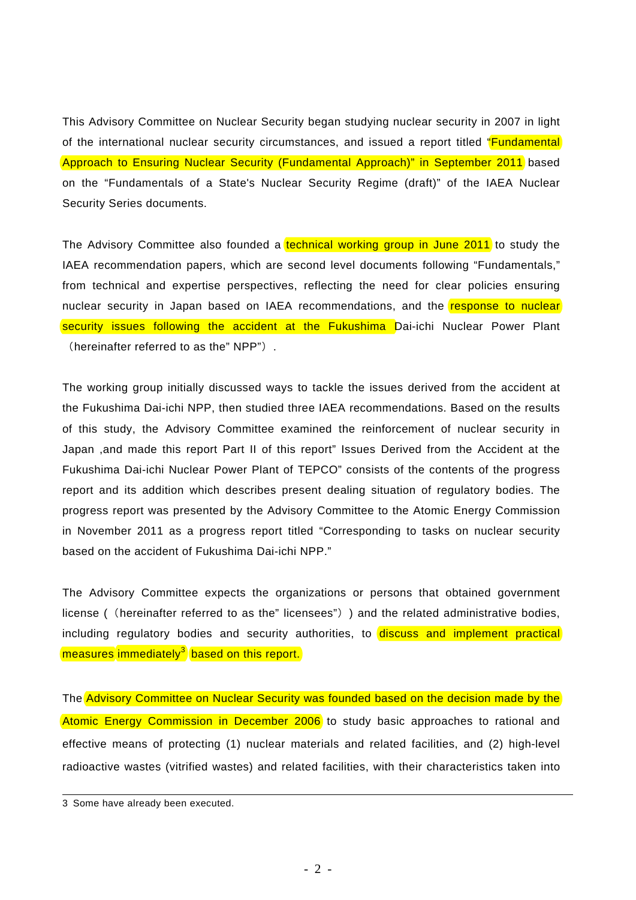This Advisory Committee on Nuclear Security began studying nuclear security in 2007 in light of the international nuclear security circumstances, and issued a report titled "Fundamental Approach to Ensuring Nuclear Security (Fundamental Approach)" in September 2011 based on the "Fundamentals of a State's Nuclear Security Regime (draft)" of the IAEA Nuclear Security Series documents.

The Advisory Committee also founded a technical working group in June 2011 to study the IAEA recommendation papers, which are second level documents following "Fundamentals," from technical and expertise perspectives, reflecting the need for clear policies ensuring nuclear security in Japan based on IAEA recommendations, and the response to nuclear security issues following the accident at the Fukushima Dai-ichi Nuclear Power Plant （hereinafter referred to as the" NPP"）.

The working group initially discussed ways to tackle the issues derived from the accident at the Fukushima Dai-ichi NPP, then studied three IAEA recommendations. Based on the results of this study, the Advisory Committee examined the reinforcement of nuclear security in Japan ,and made this report Part II of this report" Issues Derived from the Accident at the Fukushima Dai-ichi Nuclear Power Plant of TEPCO" consists of the contents of the progress report and its addition which describes present dealing situation of regulatory bodies. The progress report was presented by the Advisory Committee to the Atomic Energy Commission in November 2011 as a progress report titled "Corresponding to tasks on nuclear security based on the accident of Fukushima Dai-ichi NPP."

The Advisory Committee expects the organizations or persons that obtained government license (（hereinafter referred to as the" licensees")) and the related administrative bodies, including regulatory bodies and security authorities, to discuss and implement practical measures immediately[3] based on this report.

The Advisory Committee on Nuclear Security was founded based on the decision made by the Atomic Energy Commission in December 2006 to study basic approaches to rational and effective means of protecting (1) nuclear materials and related facilities, and (2) high-level radioactive wastes (vitrified wastes) and related facilities, with their characteristics taken into

---

3 Some have already been executed.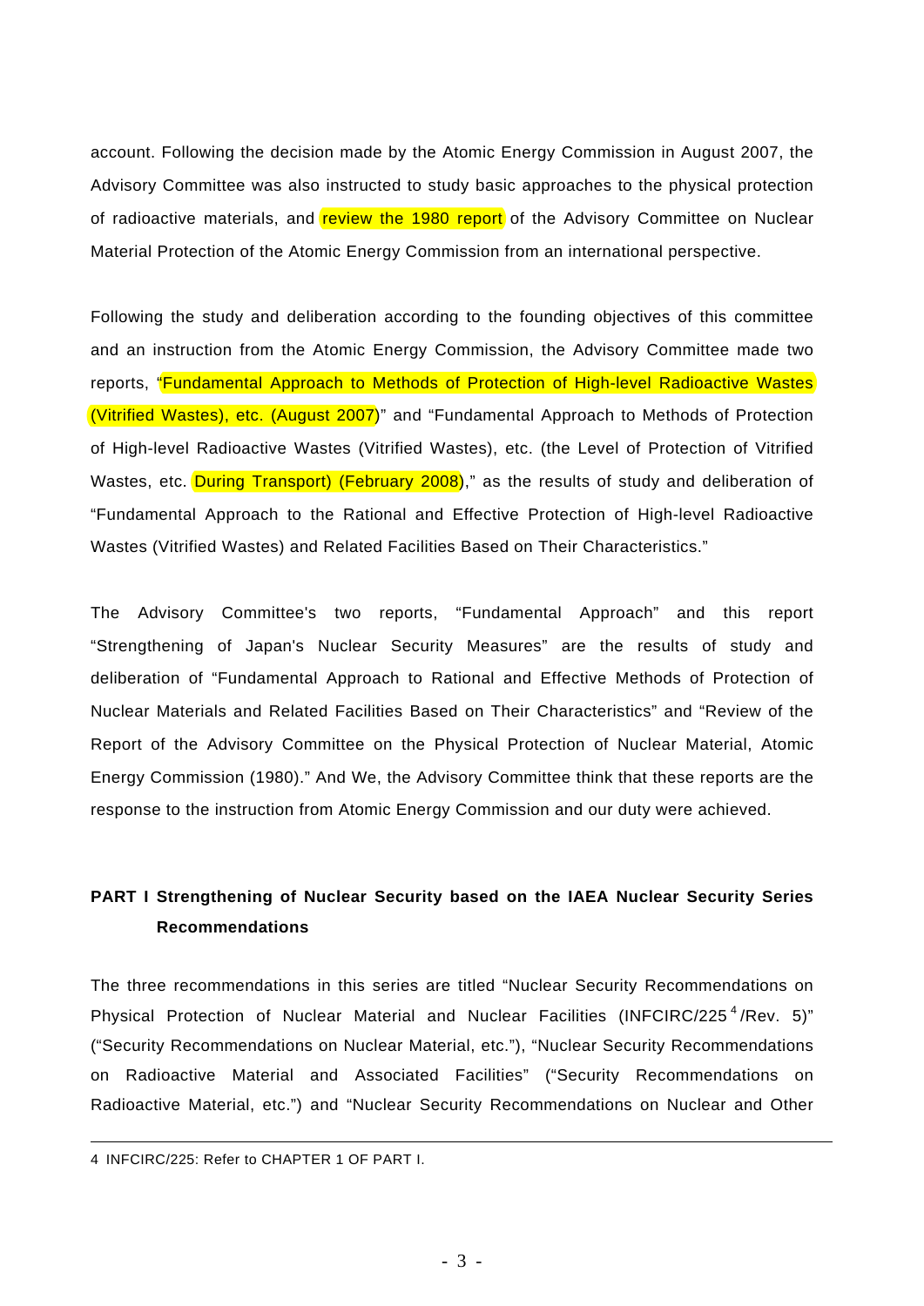account. Following the decision made by the Atomic Energy Commission in August 2007, the Advisory Committee was also instructed to study basic approaches to the physical protection of radioactive materials, and review the 1980 report of the Advisory Committee on Nuclear Material Protection of the Atomic Energy Commission from an international perspective.

Following the study and deliberation according to the founding objectives of this committee and an instruction from the Atomic Energy Commission, the Advisory Committee made two reports, "Fundamental Approach to Methods of Protection of High-level Radioactive Wastes (Vitrified Wastes), etc. (August 2007)" and "Fundamental Approach to Methods of Protection of High-level Radioactive Wastes (Vitrified Wastes), etc. (the Level of Protection of Vitrified Wastes, etc. During Transport) (February 2008)," as the results of study and deliberation of "Fundamental Approach to the Rational and Effective Protection of High-level Radioactive Wastes (Vitrified Wastes) and Related Facilities Based on Their Characteristics."

The Advisory Committee's two reports, "Fundamental Approach" and this report "Strengthening of Japan's Nuclear Security Measures" are the results of study and deliberation of "Fundamental Approach to Rational and Effective Methods of Protection of Nuclear Materials and Related Facilities Based on Their Characteristics" and "Review of the Report of the Advisory Committee on the Physical Protection of Nuclear Material, Atomic Energy Commission (1980)." And We, the Advisory Committee think that these reports are the response to the instruction from Atomic Energy Commission and our duty were achieved.

## PART I Strengthening of Nuclear Security based on the IAEA Nuclear Security Series Recommendations

The three recommendations in this series are titled "Nuclear Security Recommendations on Physical Protection of Nuclear Material and Nuclear Facilities (INFCIRC/225[4]/Rev. 5)" ("Security Recommendations on Nuclear Material, etc."), "Nuclear Security Recommendations on Radioactive Material and Associated Facilities" ("Security Recommendations on Radioactive Material, etc.") and "Nuclear Security Recommendations on Nuclear and Other

---

4 INFCIRC/225: Refer to CHAPTER 1 OF PART I.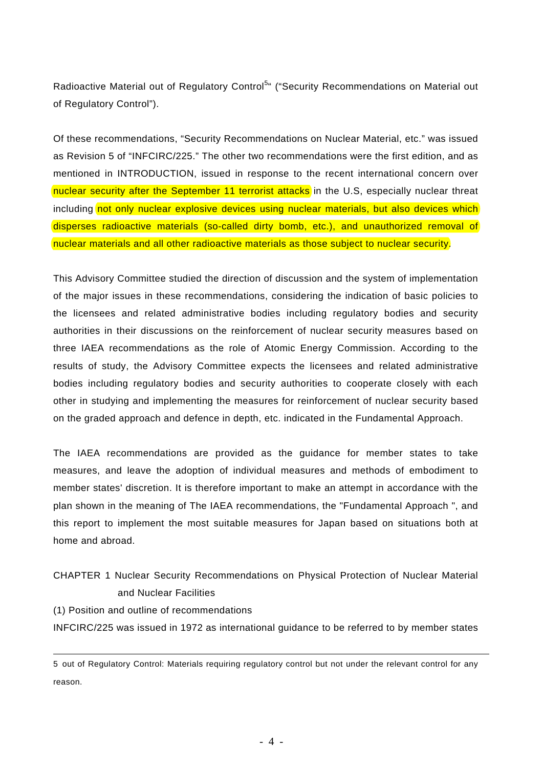Radioactive Material out of Regulatory Control[5]" ("Security Recommendations on Material out of Regulatory Control").

Of these recommendations, "Security Recommendations on Nuclear Material, etc." was issued as Revision 5 of "INFCIRC/225." The other two recommendations were the first edition, and as mentioned in INTRODUCTION, issued in response to the recent international concern over nuclear security after the September 11 terrorist attacks in the U.S, especially nuclear threat including not only nuclear explosive devices using nuclear materials, but also devices which disperses radioactive materials (so-called dirty bomb, etc.), and unauthorized removal of nuclear materials and all other radioactive materials as those subject to nuclear security.

This Advisory Committee studied the direction of discussion and the system of implementation of the major issues in these recommendations, considering the indication of basic policies to the licensees and related administrative bodies including regulatory bodies and security authorities in their discussions on the reinforcement of nuclear security measures based on three IAEA recommendations as the role of Atomic Energy Commission. According to the results of study, the Advisory Committee expects the licensees and related administrative bodies including regulatory bodies and security authorities to cooperate closely with each other in studying and implementing the measures for reinforcement of nuclear security based on the graded approach and defence in depth, etc. indicated in the Fundamental Approach.

The IAEA recommendations are provided as the guidance for member states to take measures, and leave the adoption of individual measures and methods of embodiment to member states' discretion. It is therefore important to make an attempt in accordance with the plan shown in the meaning of The IAEA recommendations, the "Fundamental Approach ", and this report to implement the most suitable measures for Japan based on situations both at home and abroad.

## CHAPTER 1 Nuclear Security Recommendations on Physical Protection of Nuclear Material and Nuclear Facilities

### (1) Position and outline of recommendations

INFCIRC/225 was issued in 1972 as international guidance to be referred to by member states

---

5 out of Regulatory Control: Materials requiring regulatory control but not under the relevant control for any reason.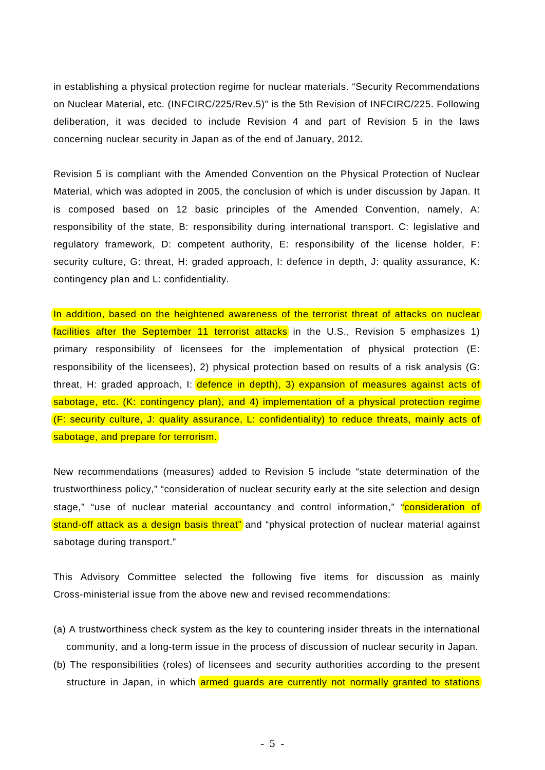in establishing a physical protection regime for nuclear materials. "Security Recommendations on Nuclear Material, etc. (INFCIRC/225/Rev.5)" is the 5th Revision of INFCIRC/225. Following deliberation, it was decided to include Revision 4 and part of Revision 5 in the laws concerning nuclear security in Japan as of the end of January, 2012.

Revision 5 is compliant with the Amended Convention on the Physical Protection of Nuclear Material, which was adopted in 2005, the conclusion of which is under discussion by Japan. It is composed based on 12 basic principles of the Amended Convention, namely, A: responsibility of the state, B: responsibility during international transport. C: legislative and regulatory framework, D: competent authority, E: responsibility of the license holder, F: security culture, G: threat, H: graded approach, I: defence in depth, J: quality assurance, K: contingency plan and L: confidentiality.

In addition, based on the heightened awareness of the terrorist threat of attacks on nuclear facilities after the September 11 terrorist attacks in the U.S., Revision 5 emphasizes 1) primary responsibility of licensees for the implementation of physical protection (E: responsibility of the licensees), 2) physical protection based on results of a risk analysis (G: threat, H: graded approach, I: defence in depth), 3) expansion of measures against acts of sabotage, etc. (K: contingency plan), and 4) implementation of a physical protection regime (F: security culture, J: quality assurance, L: confidentiality) to reduce threats, mainly acts of sabotage, and prepare for terrorism.

New recommendations (measures) added to Revision 5 include "state determination of the trustworthiness policy," "consideration of nuclear security early at the site selection and design stage," "use of nuclear material accountancy and control information," "consideration of stand-off attack as a design basis threat" and "physical protection of nuclear material against sabotage during transport."

This Advisory Committee selected the following five items for discussion as mainly Cross-ministerial issue from the above new and revised recommendations:

(a) A trustworthiness check system as the key to countering insider threats in the international community, and a long-term issue in the process of discussion of nuclear security in Japan.

(b) The responsibilities (roles) of licensees and security authorities according to the present structure in Japan, in which armed guards are currently not normally granted to stations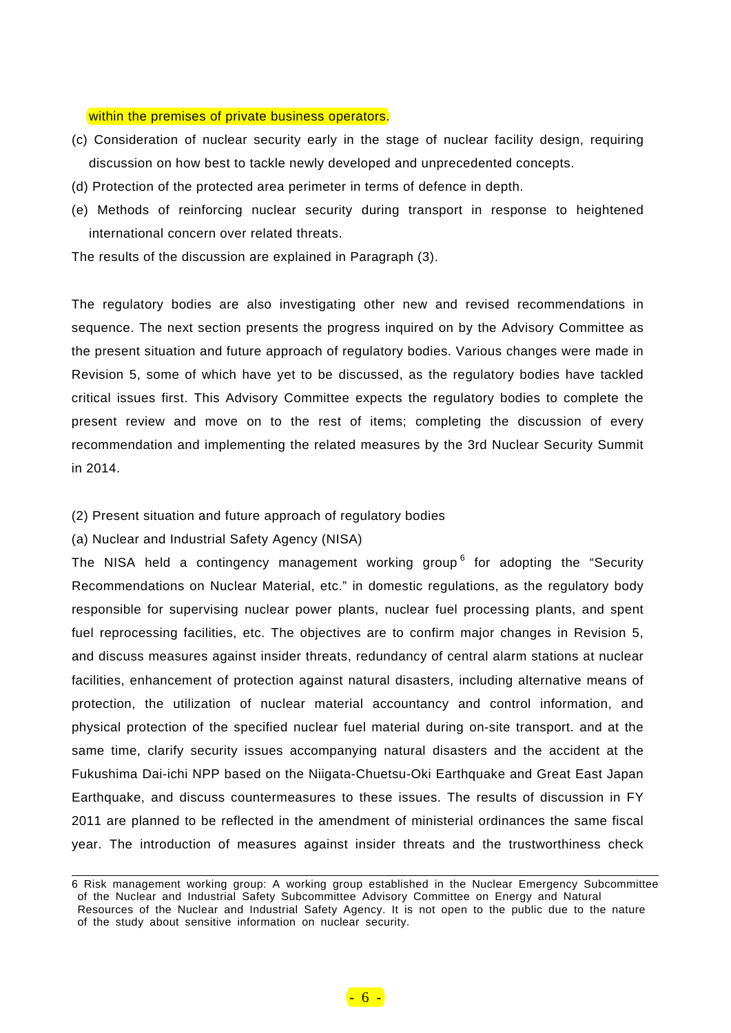within the premises of private business operators.

(c) Consideration of nuclear security early in the stage of nuclear facility design, requiring discussion on how best to tackle newly developed and unprecedented concepts.

(d) Protection of the protected area perimeter in terms of defence in depth.

(e) Methods of reinforcing nuclear security during transport in response to heightened international concern over related threats.

The results of the discussion are explained in Paragraph (3).

The regulatory bodies are also investigating other new and revised recommendations in sequence. The next section presents the progress inquired on by the Advisory Committee as the present situation and future approach of regulatory bodies. Various changes were made in Revision 5, some of which have yet to be discussed, as the regulatory bodies have tackled critical issues first. This Advisory Committee expects the regulatory bodies to complete the present review and move on to the rest of items; completing the discussion of every recommendation and implementing the related measures by the 3rd Nuclear Security Summit in 2014.

(2) Present situation and future approach of regulatory bodies

(a) Nuclear and Industrial Safety Agency (NISA)

The NISA held a contingency management working group [6] for adopting the "Security Recommendations on Nuclear Material, etc." in domestic regulations, as the regulatory body responsible for supervising nuclear power plants, nuclear fuel processing plants, and spent fuel reprocessing facilities, etc. The objectives are to confirm major changes in Revision 5, and discuss measures against insider threats, redundancy of central alarm stations at nuclear facilities, enhancement of protection against natural disasters, including alternative means of protection, the utilization of nuclear material accountancy and control information, and physical protection of the specified nuclear fuel material during on-site transport. and at the same time, clarify security issues accompanying natural disasters and the accident at the Fukushima Dai-ichi NPP based on the Niigata-Chuetsu-Oki Earthquake and Great East Japan Earthquake, and discuss countermeasures to these issues. The results of discussion in FY 2011 are planned to be reflected in the amendment of ministerial ordinances the same fiscal year. The introduction of measures against insider threats and the trustworthiness check

---

6 Risk management working group: A working group established in the Nuclear Emergency Subcommittee of the Nuclear and Industrial Safety Subcommittee Advisory Committee on Energy and Natural Resources of the Nuclear and Industrial Safety Agency. It is not open to the public due to the nature of the study about sensitive information on nuclear security.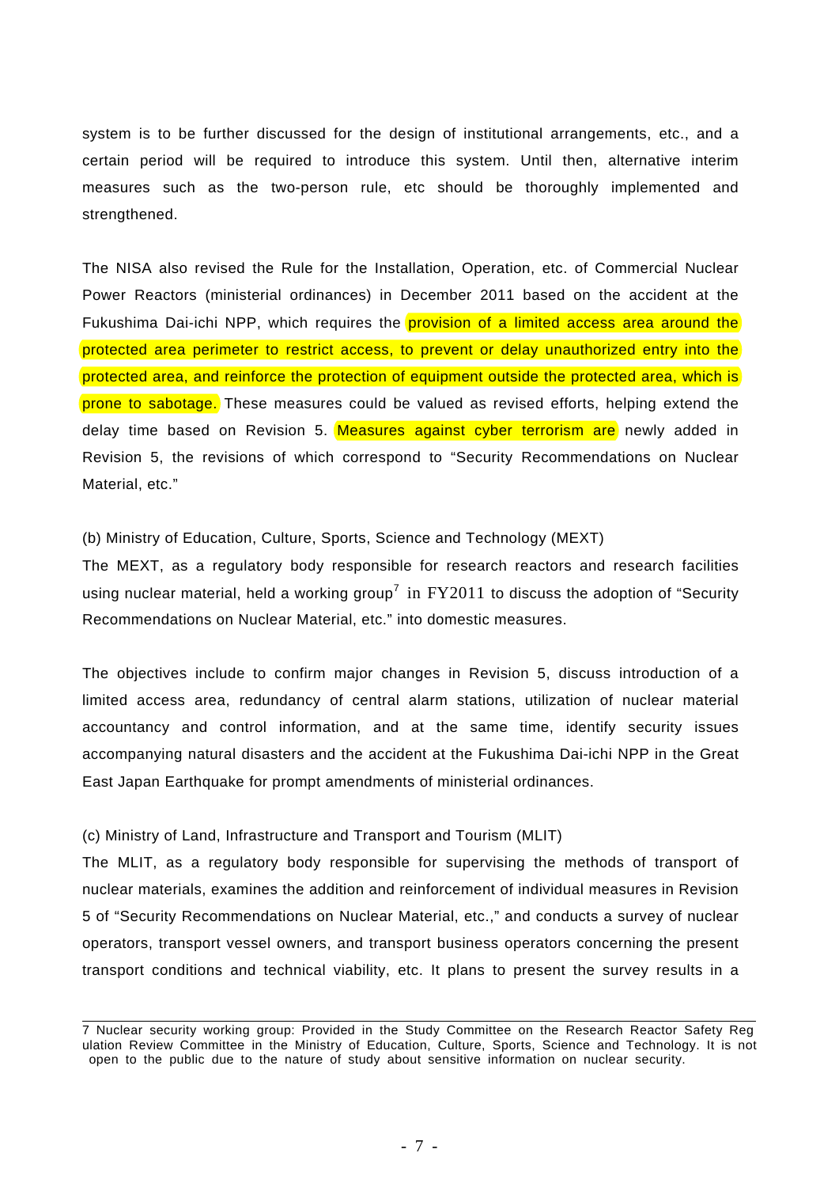system is to be further discussed for the design of institutional arrangements, etc., and a certain period will be required to introduce this system. Until then, alternative interim measures such as the two-person rule, etc should be thoroughly implemented and strengthened.

The NISA also revised the Rule for the Installation, Operation, etc. of Commercial Nuclear Power Reactors (ministerial ordinances) in December 2011 based on the accident at the Fukushima Dai-ichi NPP, which requires the provision of a limited access area around the protected area perimeter to restrict access, to prevent or delay unauthorized entry into the protected area, and reinforce the protection of equipment outside the protected area, which is prone to sabotage. These measures could be valued as revised efforts, helping extend the delay time based on Revision 5. Measures against cyber terrorism are newly added in Revision 5, the revisions of which correspond to “Security Recommendations on Nuclear Material, etc.”

(b) Ministry of Education, Culture, Sports, Science and Technology (MEXT)

The MEXT, as a regulatory body responsible for research reactors and research facilities using nuclear material, held a working group[7] in FY2011 to discuss the adoption of “Security Recommendations on Nuclear Material, etc.” into domestic measures.

The objectives include to confirm major changes in Revision 5, discuss introduction of a limited access area, redundancy of central alarm stations, utilization of nuclear material accountancy and control information, and at the same time, identify security issues accompanying natural disasters and the accident at the Fukushima Dai-ichi NPP in the Great East Japan Earthquake for prompt amendments of ministerial ordinances.

(c) Ministry of Land, Infrastructure and Transport and Tourism (MLIT)

The MLIT, as a regulatory body responsible for supervising the methods of transport of nuclear materials, examines the addition and reinforcement of individual measures in Revision 5 of “Security Recommendations on Nuclear Material, etc.,” and conducts a survey of nuclear operators, transport vessel owners, and transport business operators concerning the present transport conditions and technical viability, etc. It plans to present the survey results in a

---

7 Nuclear security working group: Provided in the Study Committee on the Research Reactor Safety Regulation Review Committee in the Ministry of Education, Culture, Sports, Science and Technology. It is not open to the public due to the nature of study about sensitive information on nuclear security.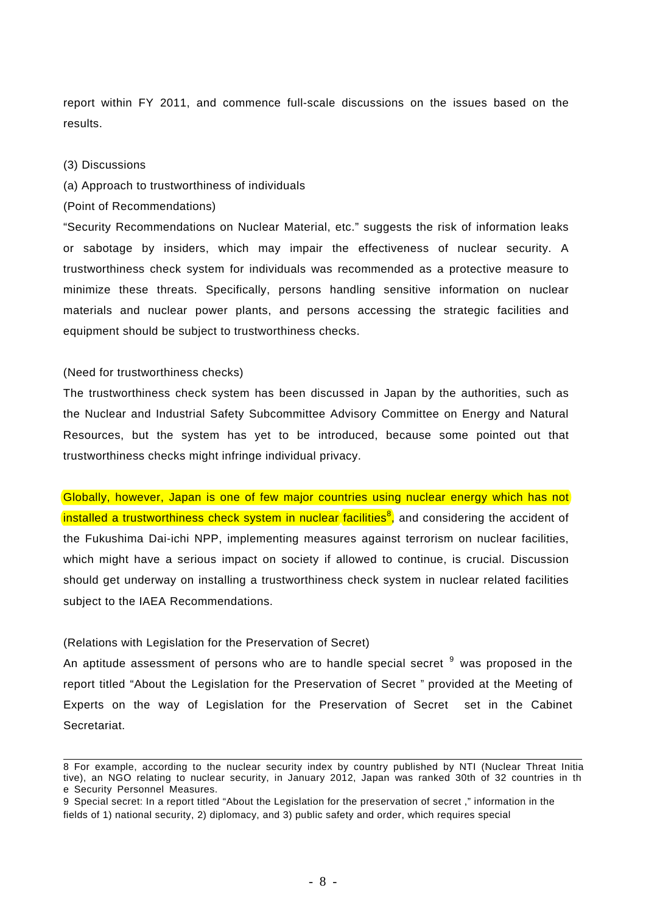report within FY 2011, and commence full-scale discussions on the issues based on the results.

(3) Discussions

(a) Approach to trustworthiness of individuals

(Point of Recommendations)

"Security Recommendations on Nuclear Material, etc." suggests the risk of information leaks or sabotage by insiders, which may impair the effectiveness of nuclear security. A trustworthiness check system for individuals was recommended as a protective measure to minimize these threats. Specifically, persons handling sensitive information on nuclear materials and nuclear power plants, and persons accessing the strategic facilities and equipment should be subject to trustworthiness checks.

(Need for trustworthiness checks)

The trustworthiness check system has been discussed in Japan by the authorities, such as the Nuclear and Industrial Safety Subcommittee Advisory Committee on Energy and Natural Resources, but the system has yet to be introduced, because some pointed out that trustworthiness checks might infringe individual privacy.

Globally, however, Japan is one of few major countries using nuclear energy which has not installed a trustworthiness check system in nuclear facilities[8], and considering the accident of the Fukushima Dai-ichi NPP, implementing measures against terrorism on nuclear facilities, which might have a serious impact on society if allowed to continue, is crucial. Discussion should get underway on installing a trustworthiness check system in nuclear related facilities subject to the IAEA Recommendations.

(Relations with Legislation for the Preservation of Secret)

An aptitude assessment of persons who are to handle special secret [9] was proposed in the report titled "About the Legislation for the Preservation of Secret " provided at the Meeting of Experts on the way of Legislation for the Preservation of Secret set in the Cabinet Secretariat.

---

8 For example, according to the nuclear security index by country published by NTI (Nuclear Threat Initiative), an NGO relating to nuclear security, in January 2012, Japan was ranked 30th of 32 countries in the Security Personnel Measures.

9 Special secret: In a report titled "About the Legislation for the preservation of secret ," information in the fields of 1) national security, 2) diplomacy, and 3) public safety and order, which requires special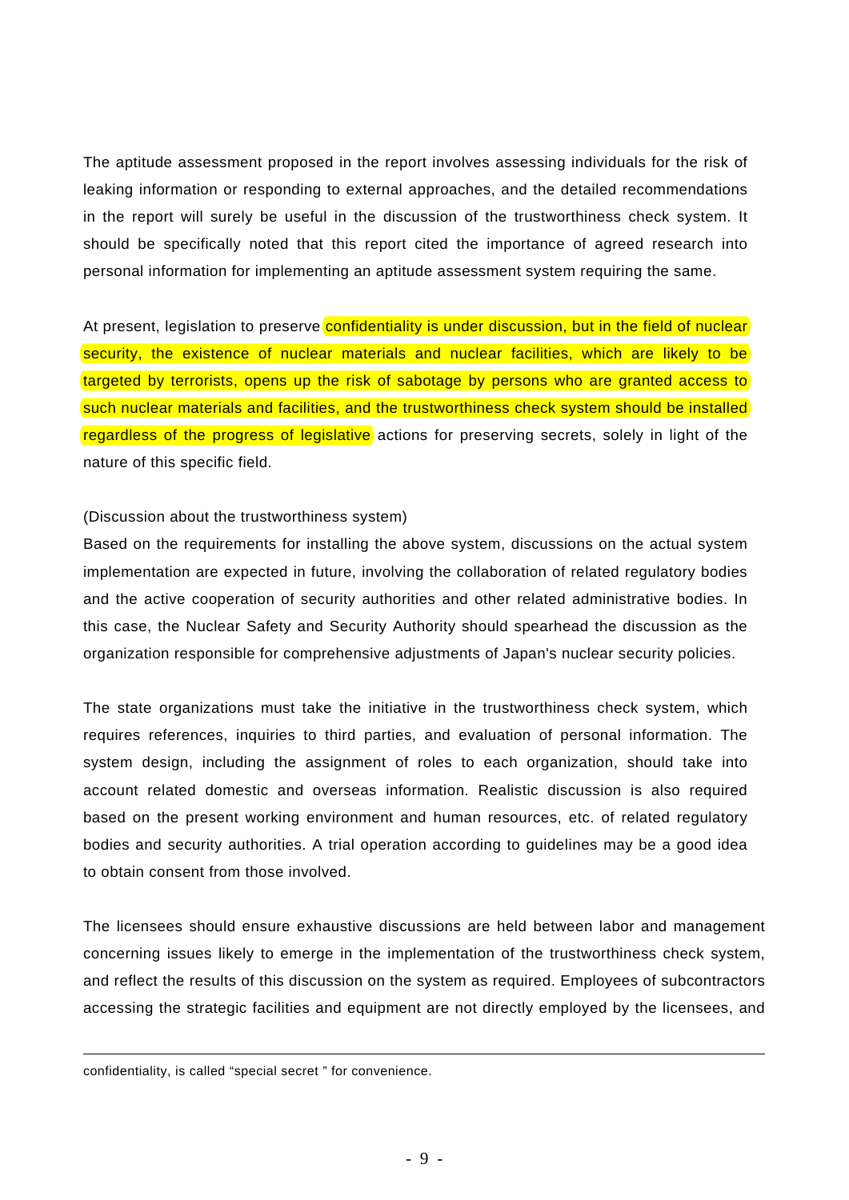The aptitude assessment proposed in the report involves assessing individuals for the risk of leaking information or responding to external approaches, and the detailed recommendations in the report will surely be useful in the discussion of the trustworthiness check system. It should be specifically noted that this report cited the importance of agreed research into personal information for implementing an aptitude assessment system requiring the same.

At present, legislation to preserve confidentiality is under discussion, but in the field of nuclear security, the existence of nuclear materials and nuclear facilities, which are likely to be targeted by terrorists, opens up the risk of sabotage by persons who are granted access to such nuclear materials and facilities, and the trustworthiness check system should be installed regardless of the progress of legislative actions for preserving secrets, solely in light of the nature of this specific field.

(Discussion about the trustworthiness system)

Based on the requirements for installing the above system, discussions on the actual system implementation are expected in future, involving the collaboration of related regulatory bodies and the active cooperation of security authorities and other related administrative bodies. In this case, the Nuclear Safety and Security Authority should spearhead the discussion as the organization responsible for comprehensive adjustments of Japan's nuclear security policies.

The state organizations must take the initiative in the trustworthiness check system, which requires references, inquiries to third parties, and evaluation of personal information. The system design, including the assignment of roles to each organization, should take into account related domestic and overseas information. Realistic discussion is also required based on the present working environment and human resources, etc. of related regulatory bodies and security authorities. A trial operation according to guidelines may be a good idea to obtain consent from those involved.

The licensees should ensure exhaustive discussions are held between labor and management concerning issues likely to emerge in the implementation of the trustworthiness check system, and reflect the results of this discussion on the system as required. Employees of subcontractors accessing the strategic facilities and equipment are not directly employed by the licensees, and

---

confidentiality, is called “special secret ” for convenience.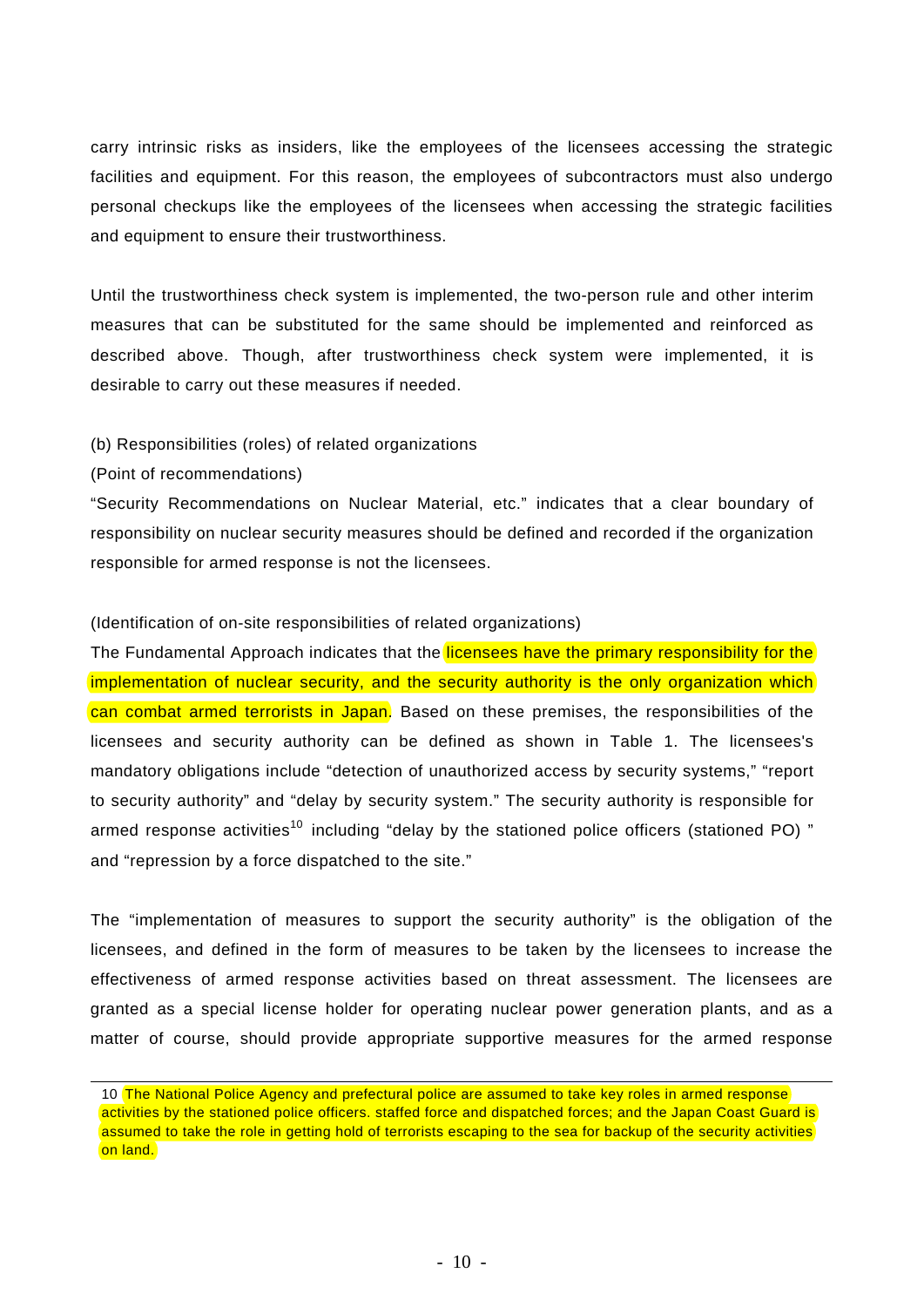carry intrinsic risks as insiders, like the employees of the licensees accessing the strategic facilities and equipment. For this reason, the employees of subcontractors must also undergo personal checkups like the employees of the licensees when accessing the strategic facilities and equipment to ensure their trustworthiness.

Until the trustworthiness check system is implemented, the two-person rule and other interim measures that can be substituted for the same should be implemented and reinforced as described above. Though, after trustworthiness check system were implemented, it is desirable to carry out these measures if needed.

(b) Responsibilities (roles) of related organizations

(Point of recommendations)

"Security Recommendations on Nuclear Material, etc." indicates that a clear boundary of responsibility on nuclear security measures should be defined and recorded if the organization responsible for armed response is not the licensees.

(Identification of on-site responsibilities of related organizations)

The Fundamental Approach indicates that the licensees have the primary responsibility for the implementation of nuclear security, and the security authority is the only organization which can combat armed terrorists in Japan. Based on these premises, the responsibilities of the licensees and security authority can be defined as shown in Table 1. The licensees's mandatory obligations include "detection of unauthorized access by security systems," "report to security authority" and "delay by security system." The security authority is responsible for armed response activities[10] including "delay by the stationed police officers (stationed PO) " and "repression by a force dispatched to the site."

The "implementation of measures to support the security authority" is the obligation of the licensees, and defined in the form of measures to be taken by the licensees to increase the effectiveness of armed response activities based on threat assessment. The licensees are granted as a special license holder for operating nuclear power generation plants, and as a matter of course, should provide appropriate supportive measures for the armed response

---

10 The National Police Agency and prefectural police are assumed to take key roles in armed response activities by the stationed police officers. staffed force and dispatched forces; and the Japan Coast Guard is assumed to take the role in getting hold of terrorists escaping to the sea for backup of the security activities on land.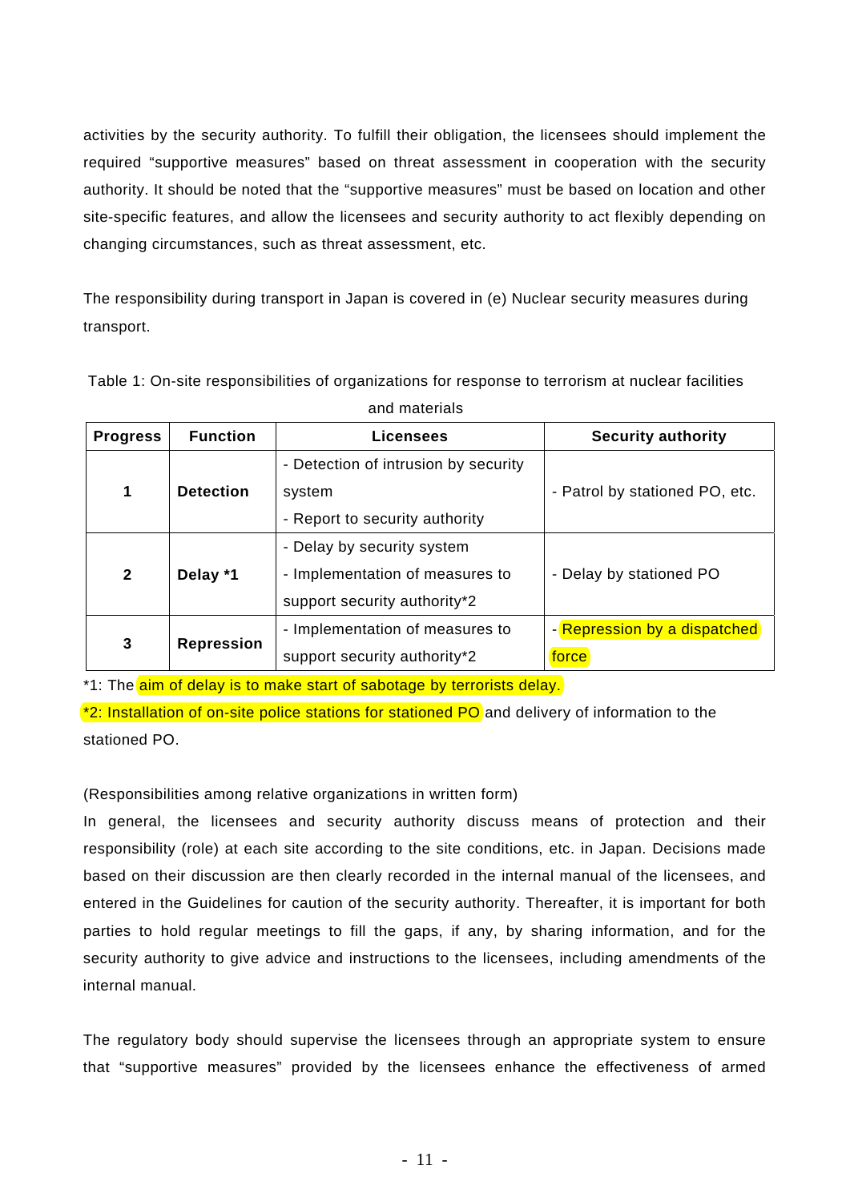activities by the security authority. To fulfill their obligation, the licensees should implement the required "supportive measures" based on threat assessment in cooperation with the security authority. It should be noted that the "supportive measures" must be based on location and other site-specific features, and allow the licensees and security authority to act flexibly depending on changing circumstances, such as threat assessment, etc.

The responsibility during transport in Japan is covered in (e) Nuclear security measures during transport.

Table 1: On-site responsibilities of organizations for response to terrorism at nuclear facilities and materials

| Progress | Function | Licensees | Security authority |
|---|---|---|---|
| 1 | **Detection** | - Detection of intrusion by security system<br>- Report to security authority | - Patrol by stationed PO, etc. |
| 2 | **Delay** *1 | - Delay by security system<br>- Implementation of measures to support security authority*2 | - Delay by stationed PO |
| 3 | **Repression** | - Implementation of measures to support security authority*2 | - Repression by a dispatched force |

*1: The aim of delay is to make start of sabotage by terrorists delay.

*2: Installation of on-site police stations for stationed PO and delivery of information to the stationed PO.

(Responsibilities among relative organizations in written form)

In general, the licensees and security authority discuss means of protection and their responsibility (role) at each site according to the site conditions, etc. in Japan. Decisions made based on their discussion are then clearly recorded in the internal manual of the licensees, and entered in the Guidelines for caution of the security authority. Thereafter, it is important for both parties to hold regular meetings to fill the gaps, if any, by sharing information, and for the security authority to give advice and instructions to the licensees, including amendments of the internal manual.

The regulatory body should supervise the licensees through an appropriate system to ensure that "supportive measures" provided by the licensees enhance the effectiveness of armed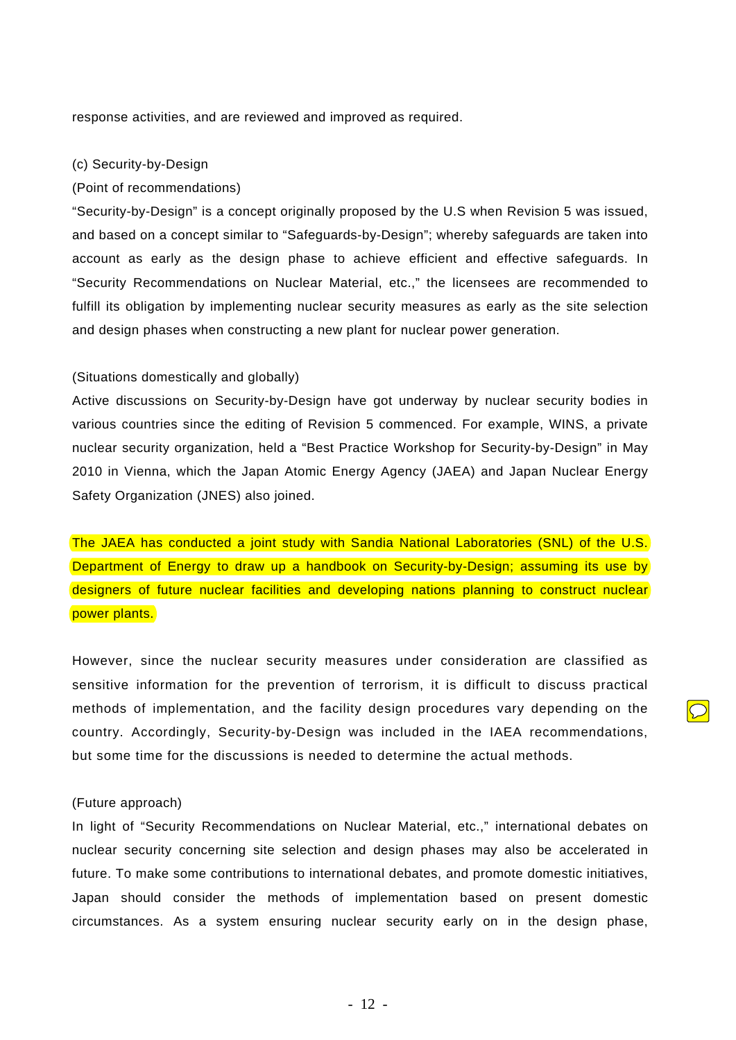response activities, and are reviewed and improved as required.

(c) Security-by-Design

(Point of recommendations)

"Security-by-Design" is a concept originally proposed by the U.S when Revision 5 was issued, and based on a concept similar to "Safeguards-by-Design"; whereby safeguards are taken into account as early as the design phase to achieve efficient and effective safeguards. In "Security Recommendations on Nuclear Material, etc.," the licensees are recommended to fulfill its obligation by implementing nuclear security measures as early as the site selection and design phases when constructing a new plant for nuclear power generation.

(Situations domestically and globally)

Active discussions on Security-by-Design have got underway by nuclear security bodies in various countries since the editing of Revision 5 commenced. For example, WINS, a private nuclear security organization, held a "Best Practice Workshop for Security-by-Design" in May 2010 in Vienna, which the Japan Atomic Energy Agency (JAEA) and Japan Nuclear Energy Safety Organization (JNES) also joined.

The JAEA has conducted a joint study with Sandia National Laboratories (SNL) of the U.S. Department of Energy to draw up a handbook on Security-by-Design; assuming its use by designers of future nuclear facilities and developing nations planning to construct nuclear power plants.

However, since the nuclear security measures under consideration are classified as sensitive information for the prevention of terrorism, it is difficult to discuss practical methods of implementation, and the facility design procedures vary depending on the country. Accordingly, Security-by-Design was included in the IAEA recommendations, but some time for the discussions is needed to determine the actual methods.

(Future approach)

In light of "Security Recommendations on Nuclear Material, etc.," international debates on nuclear security concerning site selection and design phases may also be accelerated in future. To make some contributions to international debates, and promote domestic initiatives, Japan should consider the methods of implementation based on present domestic circumstances. As a system ensuring nuclear security early on in the design phase,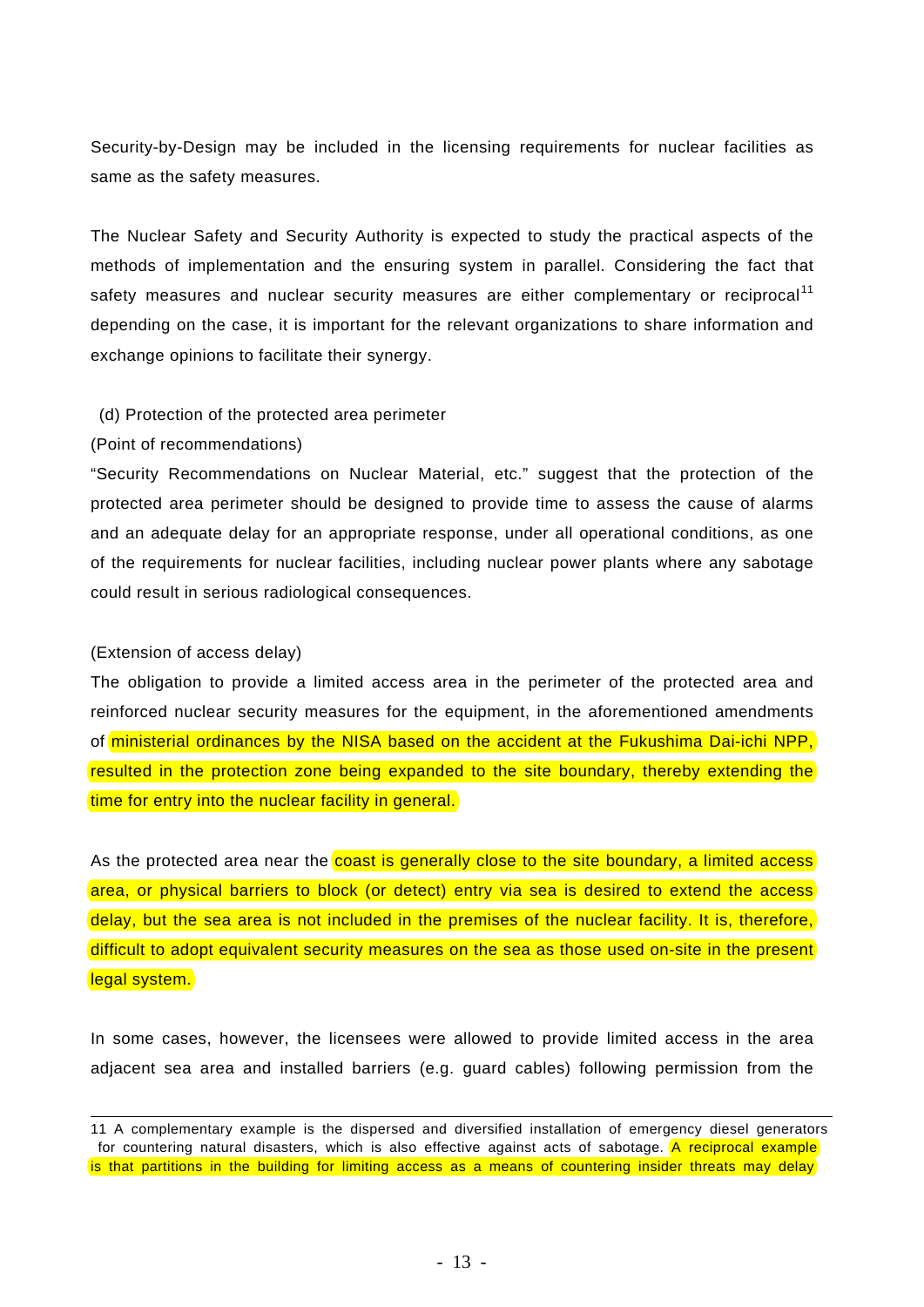Security-by-Design may be included in the licensing requirements for nuclear facilities as same as the safety measures.

The Nuclear Safety and Security Authority is expected to study the practical aspects of the methods of implementation and the ensuring system in parallel. Considering the fact that safety measures and nuclear security measures are either complementary or reciprocal[11] depending on the case, it is important for the relevant organizations to share information and exchange opinions to facilitate their synergy.

(d) Protection of the protected area perimeter

(Point of recommendations)

“Security Recommendations on Nuclear Material, etc.” suggest that the protection of the protected area perimeter should be designed to provide time to assess the cause of alarms and an adequate delay for an appropriate response, under all operational conditions, as one of the requirements for nuclear facilities, including nuclear power plants where any sabotage could result in serious radiological consequences.

(Extension of access delay)

The obligation to provide a limited access area in the perimeter of the protected area and reinforced nuclear security measures for the equipment, in the aforementioned amendments of ministerial ordinances by the NISA based on the accident at the Fukushima Dai-ichi NPP, resulted in the protection zone being expanded to the site boundary, thereby extending the time for entry into the nuclear facility in general.

As the protected area near the coast is generally close to the site boundary, a limited access area, or physical barriers to block (or detect) entry via sea is desired to extend the access delay, but the sea area is not included in the premises of the nuclear facility. It is, therefore, difficult to adopt equivalent security measures on the sea as those used on-site in the present legal system.

In some cases, however, the licensees were allowed to provide limited access in the area adjacent sea area and installed barriers (e.g. guard cables) following permission from the

---

11 A complementary example is the dispersed and diversified installation of emergency diesel generators for countering natural disasters, which is also effective against acts of sabotage. A reciprocal example is that partitions in the building for limiting access as a means of countering insider threats may delay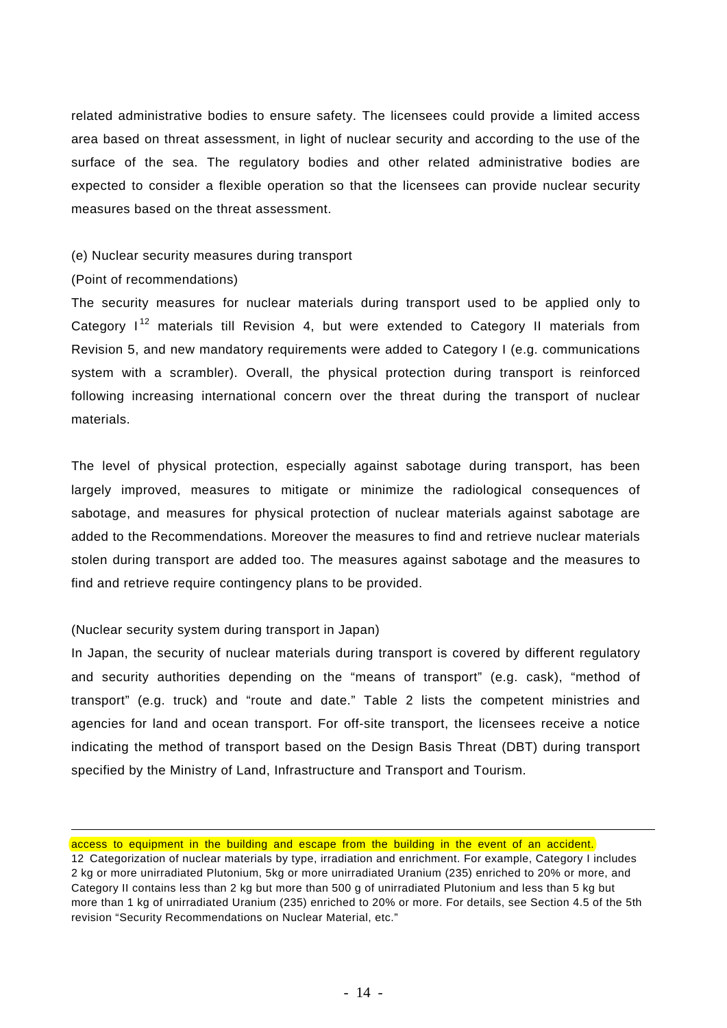related administrative bodies to ensure safety. The licensees could provide a limited access area based on threat assessment, in light of nuclear security and according to the use of the surface of the sea. The regulatory bodies and other related administrative bodies are expected to consider a flexible operation so that the licensees can provide nuclear security measures based on the threat assessment.

(e) Nuclear security measures during transport

(Point of recommendations)

The security measures for nuclear materials during transport used to be applied only to Category I[12] materials till Revision 4, but were extended to Category II materials from Revision 5, and new mandatory requirements were added to Category I (e.g. communications system with a scrambler). Overall, the physical protection during transport is reinforced following increasing international concern over the threat during the transport of nuclear materials.

The level of physical protection, especially against sabotage during transport, has been largely improved, measures to mitigate or minimize the radiological consequences of sabotage, and measures for physical protection of nuclear materials against sabotage are added to the Recommendations. Moreover the measures to find and retrieve nuclear materials stolen during transport are added too. The measures against sabotage and the measures to find and retrieve require contingency plans to be provided.

(Nuclear security system during transport in Japan)

In Japan, the security of nuclear materials during transport is covered by different regulatory and security authorities depending on the "means of transport" (e.g. cask), "method of transport" (e.g. truck) and "route and date." Table 2 lists the competent ministries and agencies for land and ocean transport. For off-site transport, the licensees receive a notice indicating the method of transport based on the Design Basis Threat (DBT) during transport specified by the Ministry of Land, Infrastructure and Transport and Tourism.

---

access to equipment in the building and escape from the building in the event of an accident.

12 Categorization of nuclear materials by type, irradiation and enrichment. For example, Category I includes 2 kg or more unirradiated Plutonium, 5kg or more unirradiated Uranium (235) enriched to 20% or more, and Category II contains less than 2 kg but more than 500 g of unirradiated Plutonium and less than 5 kg but more than 1 kg of unirradiated Uranium (235) enriched to 20% or more. For details, see Section 4.5 of the 5th revision "Security Recommendations on Nuclear Material, etc."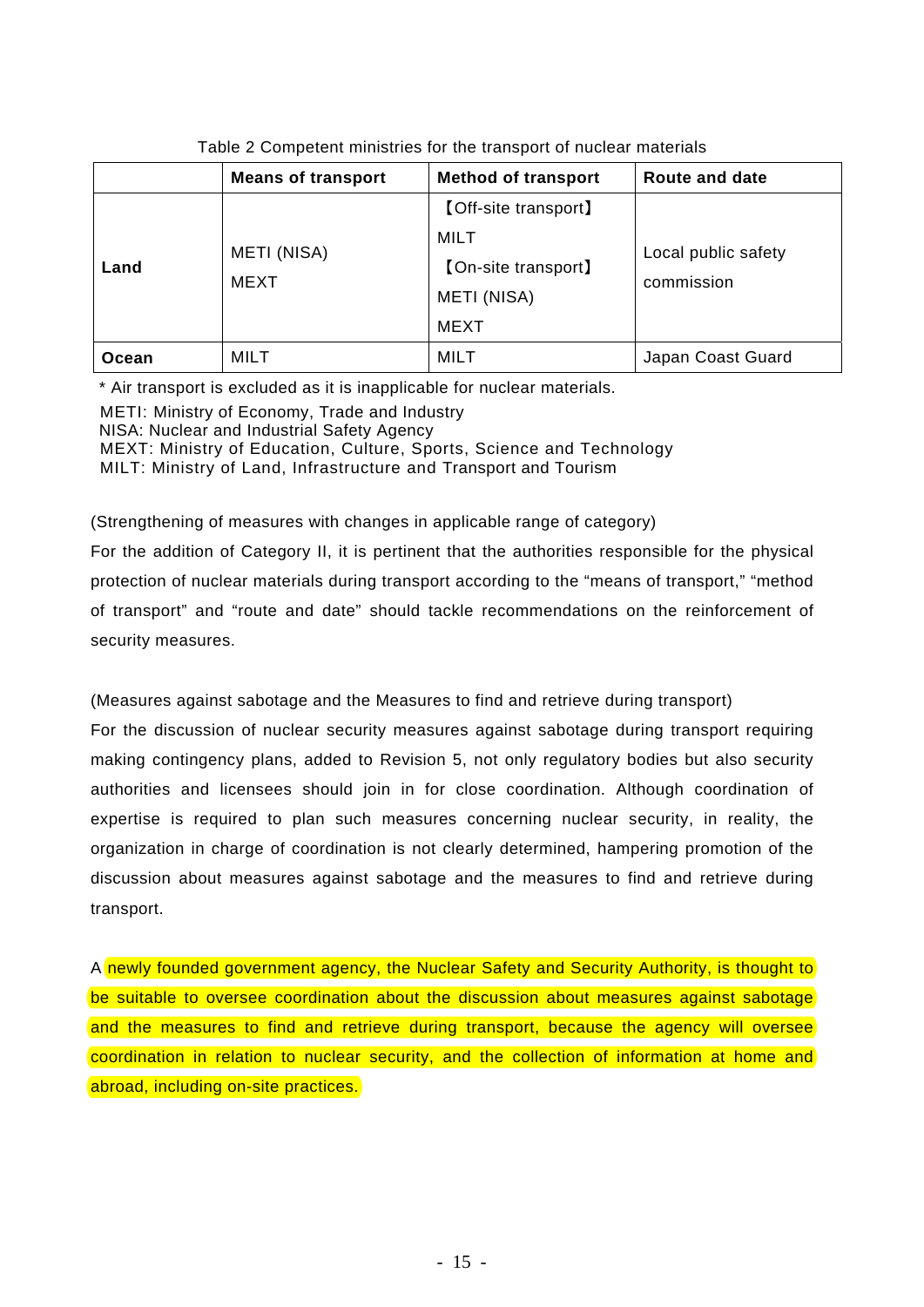Table 2 Competent ministries for the transport of nuclear materials

| | Means of transport | Method of transport | Route and date |
|---|---|---|---|
| **Land** | METI (NISA)<br>MEXT | 【Off-site transport】<br>MILT<br>【On-site transport】<br>METI (NISA)<br>MEXT | Local public safety commission |
| **Ocean** | MILT | MILT | Japan Coast Guard |

* Air transport is excluded as it is inapplicable for nuclear materials.
METI: Ministry of Economy, Trade and Industry
NISA: Nuclear and Industrial Safety Agency
MEXT: Ministry of Education, Culture, Sports, Science and Technology
MILT: Ministry of Land, Infrastructure and Transport and Tourism

(Strengthening of measures with changes in applicable range of category)

For the addition of Category II, it is pertinent that the authorities responsible for the physical protection of nuclear materials during transport according to the "means of transport," "method of transport" and "route and date" should tackle recommendations on the reinforcement of security measures.

(Measures against sabotage and the Measures to find and retrieve during transport)

For the discussion of nuclear security measures against sabotage during transport requiring making contingency plans, added to Revision 5, not only regulatory bodies but also security authorities and licensees should join in for close coordination. Although coordination of expertise is required to plan such measures concerning nuclear security, in reality, the organization in charge of coordination is not clearly determined, hampering promotion of the discussion about measures against sabotage and the measures to find and retrieve during transport.

A newly founded government agency, the Nuclear Safety and Security Authority, is thought to be suitable to oversee coordination about the discussion about measures against sabotage and the measures to find and retrieve during transport, because the agency will oversee coordination in relation to nuclear security, and the collection of information at home and abroad, including on-site practices.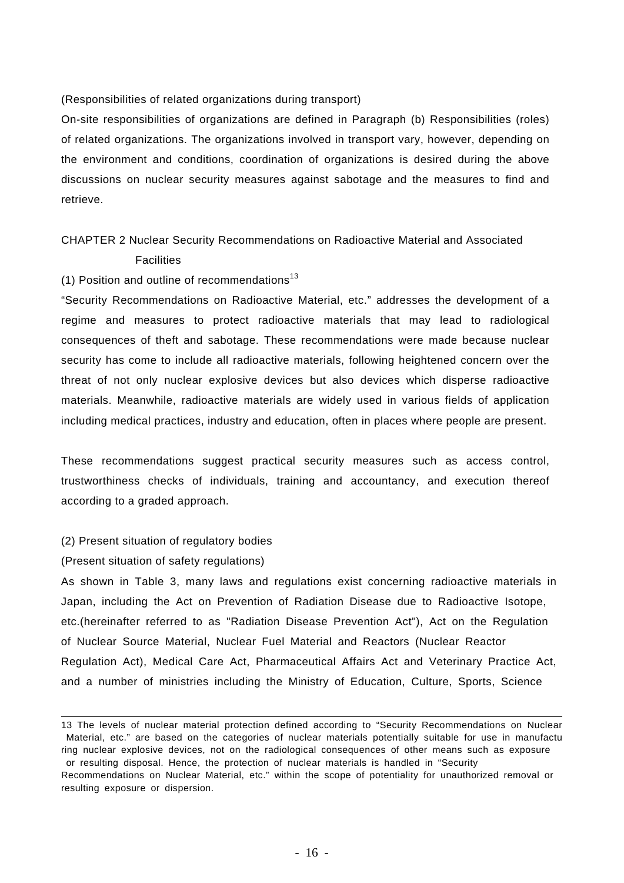(Responsibilities of related organizations during transport)

On-site responsibilities of organizations are defined in Paragraph (b) Responsibilities (roles) of related organizations. The organizations involved in transport vary, however, depending on the environment and conditions, coordination of organizations is desired during the above discussions on nuclear security measures against sabotage and the measures to find and retrieve.

## CHAPTER 2 Nuclear Security Recommendations on Radioactive Material and Associated Facilities

(1) Position and outline of recommendations[13]

"Security Recommendations on Radioactive Material, etc." addresses the development of a regime and measures to protect radioactive materials that may lead to radiological consequences of theft and sabotage. These recommendations were made because nuclear security has come to include all radioactive materials, following heightened concern over the threat of not only nuclear explosive devices but also devices which disperse radioactive materials. Meanwhile, radioactive materials are widely used in various fields of application including medical practices, industry and education, often in places where people are present.

These recommendations suggest practical security measures such as access control, trustworthiness checks of individuals, training and accountancy, and execution thereof according to a graded approach.

(2) Present situation of regulatory bodies

(Present situation of safety regulations)

As shown in Table 3, many laws and regulations exist concerning radioactive materials in Japan, including the Act on Prevention of Radiation Disease due to Radioactive Isotope, etc.(hereinafter referred to as "Radiation Disease Prevention Act"), Act on the Regulation of Nuclear Source Material, Nuclear Fuel Material and Reactors (Nuclear Reactor Regulation Act), Medical Care Act, Pharmaceutical Affairs Act and Veterinary Practice Act, and a number of ministries including the Ministry of Education, Culture, Sports, Science

---

13 The levels of nuclear material protection defined according to "Security Recommendations on Nuclear Material, etc." are based on the categories of nuclear materials potentially suitable for use in manufacturing nuclear explosive devices, not on the radiological consequences of other means such as exposure or resulting disposal. Hence, the protection of nuclear materials is handled in "Security Recommendations on Nuclear Material, etc." within the scope of potentiality for unauthorized removal or resulting exposure or dispersion.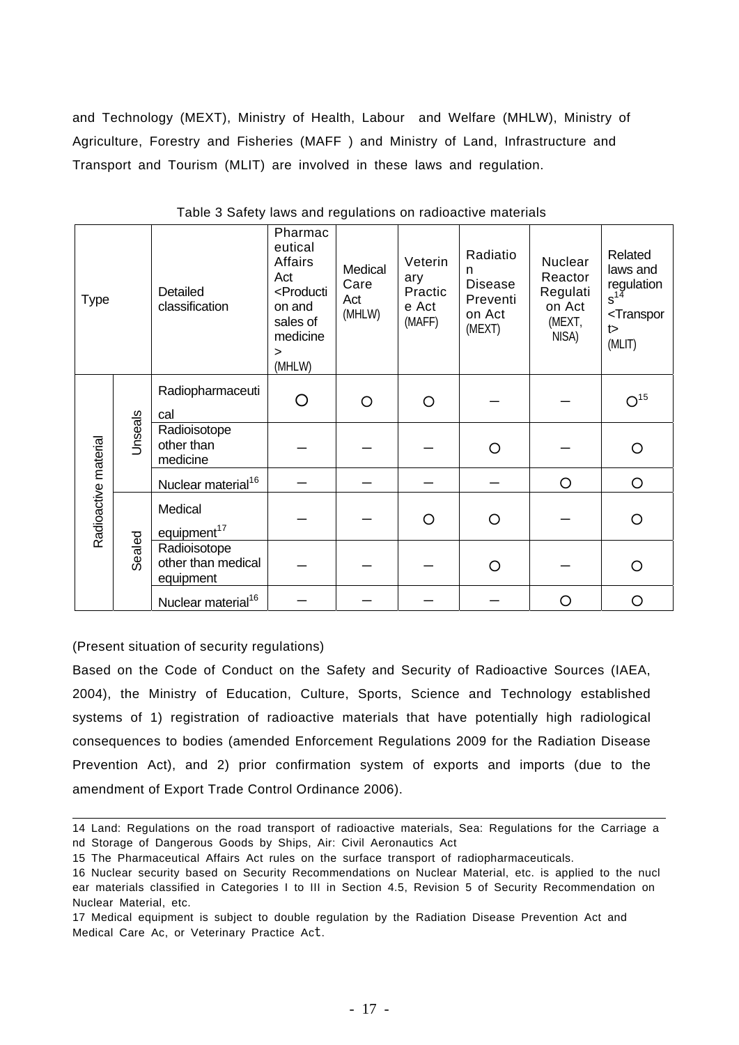and Technology (MEXT), Ministry of Health, Labour and Welfare (MHLW), Ministry of Agriculture, Forestry and Fisheries (MAFF ) and Ministry of Land, Infrastructure and Transport and Tourism (MLIT) are involved in these laws and regulation.

Table 3 Safety laws and regulations on radioactive materials

| Type | | Detailed classification | Pharmaceutical Affairs Act <Production and sales of medicine> (MHLW) | Medical Care Act (MHLW) | Veterinary Practice Act (MAFF) | Radiation Disease Prevention Act (MEXT) | Nuclear Reactor Regulation Act (MEXT, NISA) | Related laws and regulations[14] <Transport> (MLIT) |
|---|---|---|---|---|---|---|---|---|
| Radioactive material | Unseals | Radiopharmaceutical | ○ | ○ | ○ | — | — | ○[15] |
| | | Radioisotope other than medicine | — | — | — | ○ | — | ○ |
| | | Nuclear material[16] | — | — | — | — | ○ | ○ |
| | Sealed | Medical equipment[17] | — | — | ○ | ○ | — | ○ |
| | | Radioisotope other than medical equipment | — | — | — | ○ | — | ○ |
| | | Nuclear material[16] | — | — | — | — | ○ | ○ |

(Present situation of security regulations)

Based on the Code of Conduct on the Safety and Security of Radioactive Sources (IAEA, 2004), the Ministry of Education, Culture, Sports, Science and Technology established systems of 1) registration of radioactive materials that have potentially high radiological consequences to bodies (amended Enforcement Regulations 2009 for the Radiation Disease Prevention Act), and 2) prior confirmation system of exports and imports (due to the amendment of Export Trade Control Ordinance 2006).

---

14 Land: Regulations on the road transport of radioactive materials, Sea: Regulations for the Carriage and Storage of Dangerous Goods by Ships, Air: Civil Aeronautics Act

15 The Pharmaceutical Affairs Act rules on the surface transport of radiopharmaceuticals.

16 Nuclear security based on Security Recommendations on Nuclear Material, etc. is applied to the nuclear materials classified in Categories I to III in Section 4.5, Revision 5 of Security Recommendation on Nuclear Material, etc.

17 Medical equipment is subject to double regulation by the Radiation Disease Prevention Act and Medical Care Ac, or Veterinary Practice Act.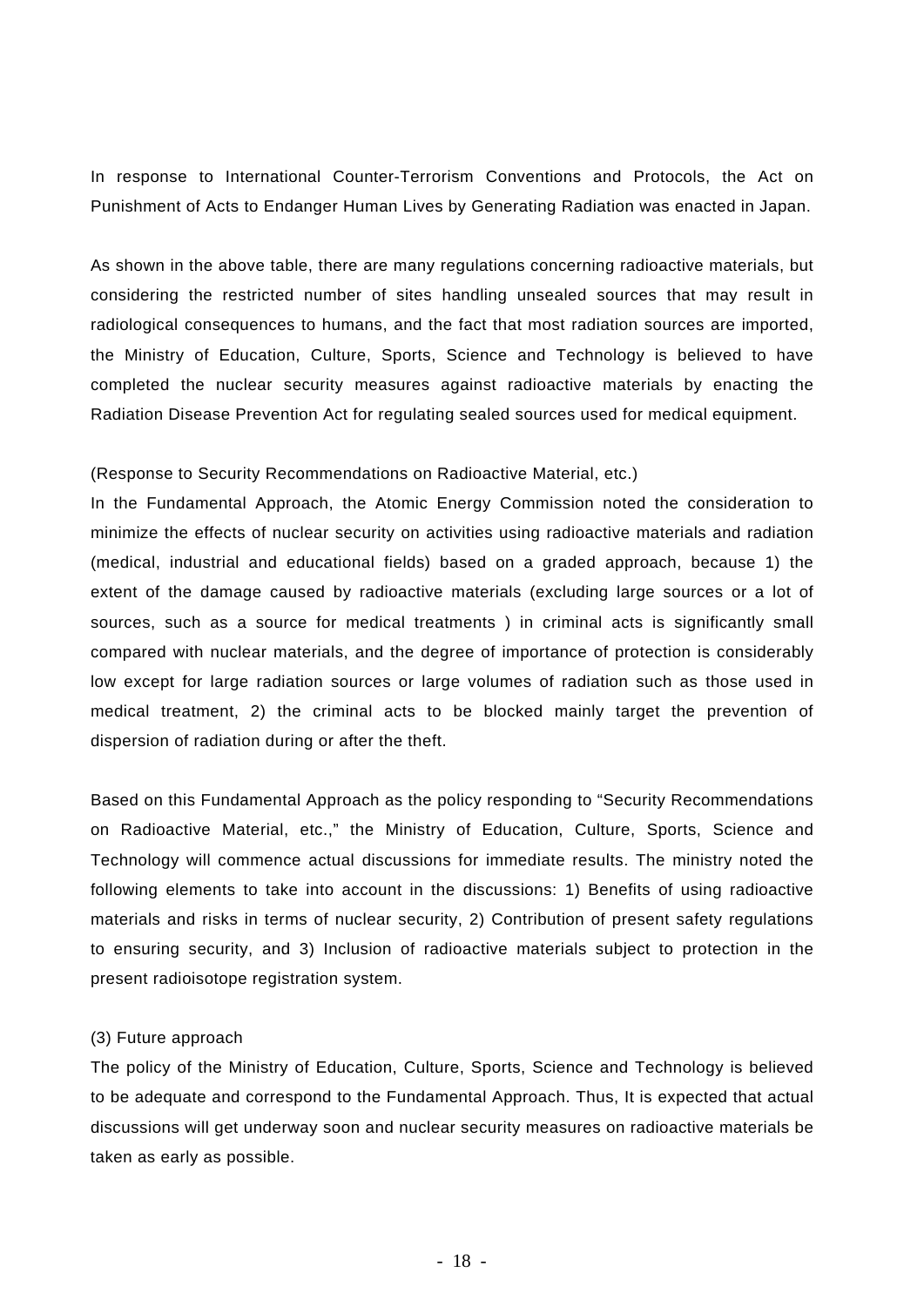In response to International Counter-Terrorism Conventions and Protocols, the Act on Punishment of Acts to Endanger Human Lives by Generating Radiation was enacted in Japan.

As shown in the above table, there are many regulations concerning radioactive materials, but considering the restricted number of sites handling unsealed sources that may result in radiological consequences to humans, and the fact that most radiation sources are imported, the Ministry of Education, Culture, Sports, Science and Technology is believed to have completed the nuclear security measures against radioactive materials by enacting the Radiation Disease Prevention Act for regulating sealed sources used for medical equipment.

(Response to Security Recommendations on Radioactive Material, etc.)

In the Fundamental Approach, the Atomic Energy Commission noted the consideration to minimize the effects of nuclear security on activities using radioactive materials and radiation (medical, industrial and educational fields) based on a graded approach, because 1) the extent of the damage caused by radioactive materials (excluding large sources or a lot of sources, such as a source for medical treatments ) in criminal acts is significantly small compared with nuclear materials, and the degree of importance of protection is considerably low except for large radiation sources or large volumes of radiation such as those used in medical treatment, 2) the criminal acts to be blocked mainly target the prevention of dispersion of radiation during or after the theft.

Based on this Fundamental Approach as the policy responding to “Security Recommendations on Radioactive Material, etc.,” the Ministry of Education, Culture, Sports, Science and Technology will commence actual discussions for immediate results. The ministry noted the following elements to take into account in the discussions: 1) Benefits of using radioactive materials and risks in terms of nuclear security, 2) Contribution of present safety regulations to ensuring security, and 3) Inclusion of radioactive materials subject to protection in the present radioisotope registration system.

(3) Future approach

The policy of the Ministry of Education, Culture, Sports, Science and Technology is believed to be adequate and correspond to the Fundamental Approach. Thus, It is expected that actual discussions will get underway soon and nuclear security measures on radioactive materials be taken as early as possible.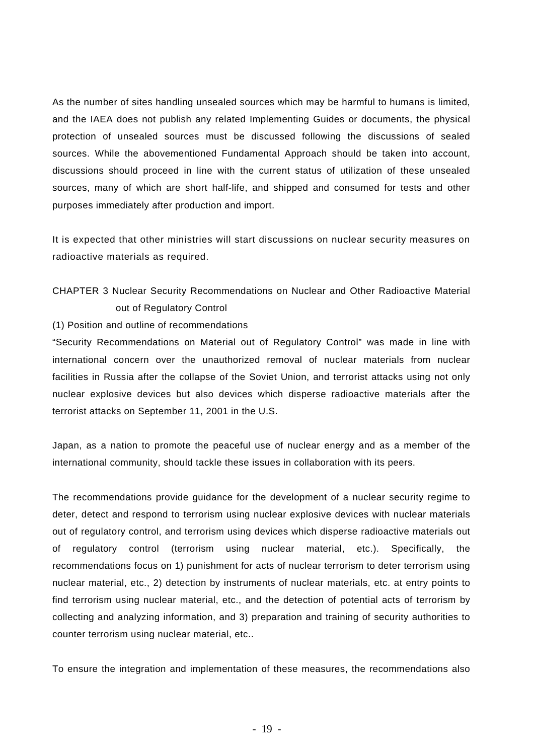As the number of sites handling unsealed sources which may be harmful to humans is limited, and the IAEA does not publish any related Implementing Guides or documents, the physical protection of unsealed sources must be discussed following the discussions of sealed sources. While the abovementioned Fundamental Approach should be taken into account, discussions should proceed in line with the current status of utilization of these unsealed sources, many of which are short half-life, and shipped and consumed for tests and other purposes immediately after production and import.

It is expected that other ministries will start discussions on nuclear security measures on radioactive materials as required.

## CHAPTER 3 Nuclear Security Recommendations on Nuclear and Other Radioactive Material out of Regulatory Control

### (1) Position and outline of recommendations

"Security Recommendations on Material out of Regulatory Control" was made in line with international concern over the unauthorized removal of nuclear materials from nuclear facilities in Russia after the collapse of the Soviet Union, and terrorist attacks using not only nuclear explosive devices but also devices which disperse radioactive materials after the terrorist attacks on September 11, 2001 in the U.S.

Japan, as a nation to promote the peaceful use of nuclear energy and as a member of the international community, should tackle these issues in collaboration with its peers.

The recommendations provide guidance for the development of a nuclear security regime to deter, detect and respond to terrorism using nuclear explosive devices with nuclear materials out of regulatory control, and terrorism using devices which disperse radioactive materials out of regulatory control (terrorism using nuclear material, etc.). Specifically, the recommendations focus on 1) punishment for acts of nuclear terrorism to deter terrorism using nuclear material, etc., 2) detection by instruments of nuclear materials, etc. at entry points to find terrorism using nuclear material, etc., and the detection of potential acts of terrorism by collecting and analyzing information, and 3) preparation and training of security authorities to counter terrorism using nuclear material, etc..

To ensure the integration and implementation of these measures, the recommendations also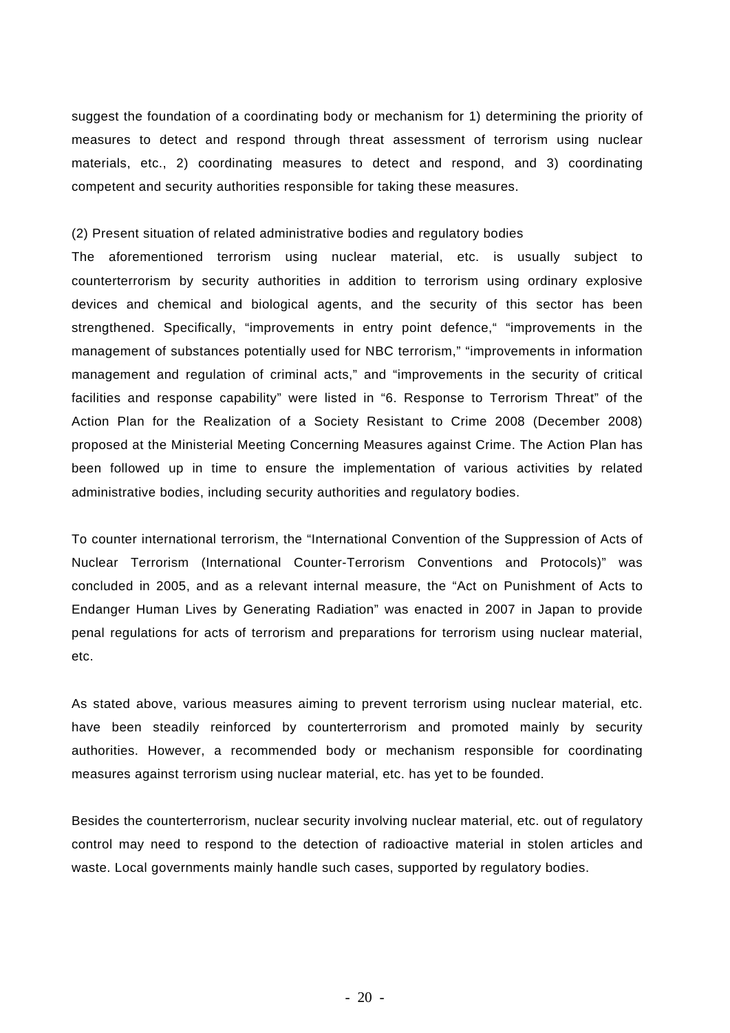suggest the foundation of a coordinating body or mechanism for 1) determining the priority of measures to detect and respond through threat assessment of terrorism using nuclear materials, etc., 2) coordinating measures to detect and respond, and 3) coordinating competent and security authorities responsible for taking these measures.

(2) Present situation of related administrative bodies and regulatory bodies

The aforementioned terrorism using nuclear material, etc. is usually subject to counterterrorism by security authorities in addition to terrorism using ordinary explosive devices and chemical and biological agents, and the security of this sector has been strengthened. Specifically, “improvements in entry point defence,“ “improvements in the management of substances potentially used for NBC terrorism,” “improvements in information management and regulation of criminal acts,” and “improvements in the security of critical facilities and response capability” were listed in “6. Response to Terrorism Threat” of the Action Plan for the Realization of a Society Resistant to Crime 2008 (December 2008) proposed at the Ministerial Meeting Concerning Measures against Crime. The Action Plan has been followed up in time to ensure the implementation of various activities by related administrative bodies, including security authorities and regulatory bodies.

To counter international terrorism, the “International Convention of the Suppression of Acts of Nuclear Terrorism (International Counter-Terrorism Conventions and Protocols)” was concluded in 2005, and as a relevant internal measure, the “Act on Punishment of Acts to Endanger Human Lives by Generating Radiation” was enacted in 2007 in Japan to provide penal regulations for acts of terrorism and preparations for terrorism using nuclear material, etc.

As stated above, various measures aiming to prevent terrorism using nuclear material, etc. have been steadily reinforced by counterterrorism and promoted mainly by security authorities. However, a recommended body or mechanism responsible for coordinating measures against terrorism using nuclear material, etc. has yet to be founded.

Besides the counterterrorism, nuclear security involving nuclear material, etc. out of regulatory control may need to respond to the detection of radioactive material in stolen articles and waste. Local governments mainly handle such cases, supported by regulatory bodies.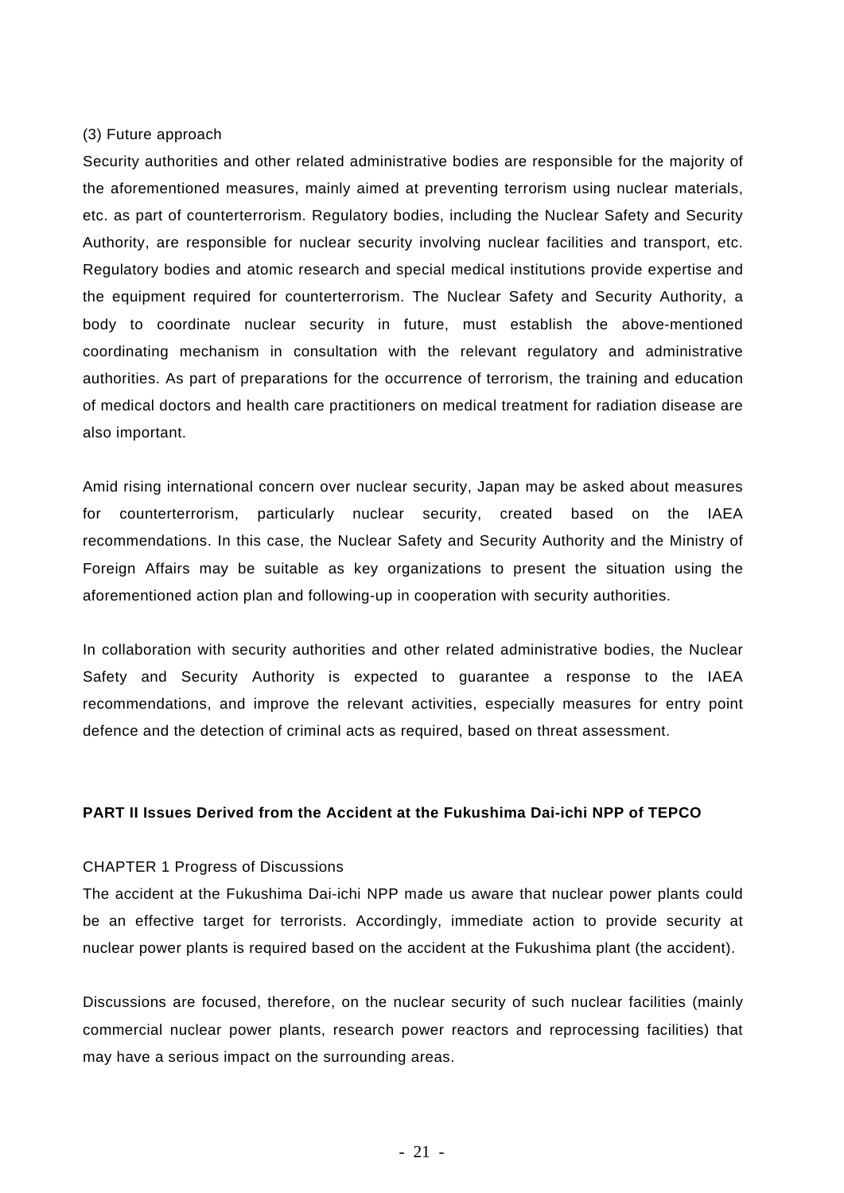(3) Future approach

Security authorities and other related administrative bodies are responsible for the majority of the aforementioned measures, mainly aimed at preventing terrorism using nuclear materials, etc. as part of counterterrorism. Regulatory bodies, including the Nuclear Safety and Security Authority, are responsible for nuclear security involving nuclear facilities and transport, etc. Regulatory bodies and atomic research and special medical institutions provide expertise and the equipment required for counterterrorism. The Nuclear Safety and Security Authority, a body to coordinate nuclear security in future, must establish the above-mentioned coordinating mechanism in consultation with the relevant regulatory and administrative authorities. As part of preparations for the occurrence of terrorism, the training and education of medical doctors and health care practitioners on medical treatment for radiation disease are also important.

Amid rising international concern over nuclear security, Japan may be asked about measures for counterterrorism, particularly nuclear security, created based on the IAEA recommendations. In this case, the Nuclear Safety and Security Authority and the Ministry of Foreign Affairs may be suitable as key organizations to present the situation using the aforementioned action plan and following-up in cooperation with security authorities.

In collaboration with security authorities and other related administrative bodies, the Nuclear Safety and Security Authority is expected to guarantee a response to the IAEA recommendations, and improve the relevant activities, especially measures for entry point defence and the detection of criminal acts as required, based on threat assessment.

## PART II Issues Derived from the Accident at the Fukushima Dai-ichi NPP of TEPCO

### CHAPTER 1 Progress of Discussions

The accident at the Fukushima Dai-ichi NPP made us aware that nuclear power plants could be an effective target for terrorists. Accordingly, immediate action to provide security at nuclear power plants is required based on the accident at the Fukushima plant (the accident).

Discussions are focused, therefore, on the nuclear security of such nuclear facilities (mainly commercial nuclear power plants, research power reactors and reprocessing facilities) that may have a serious impact on the surrounding areas.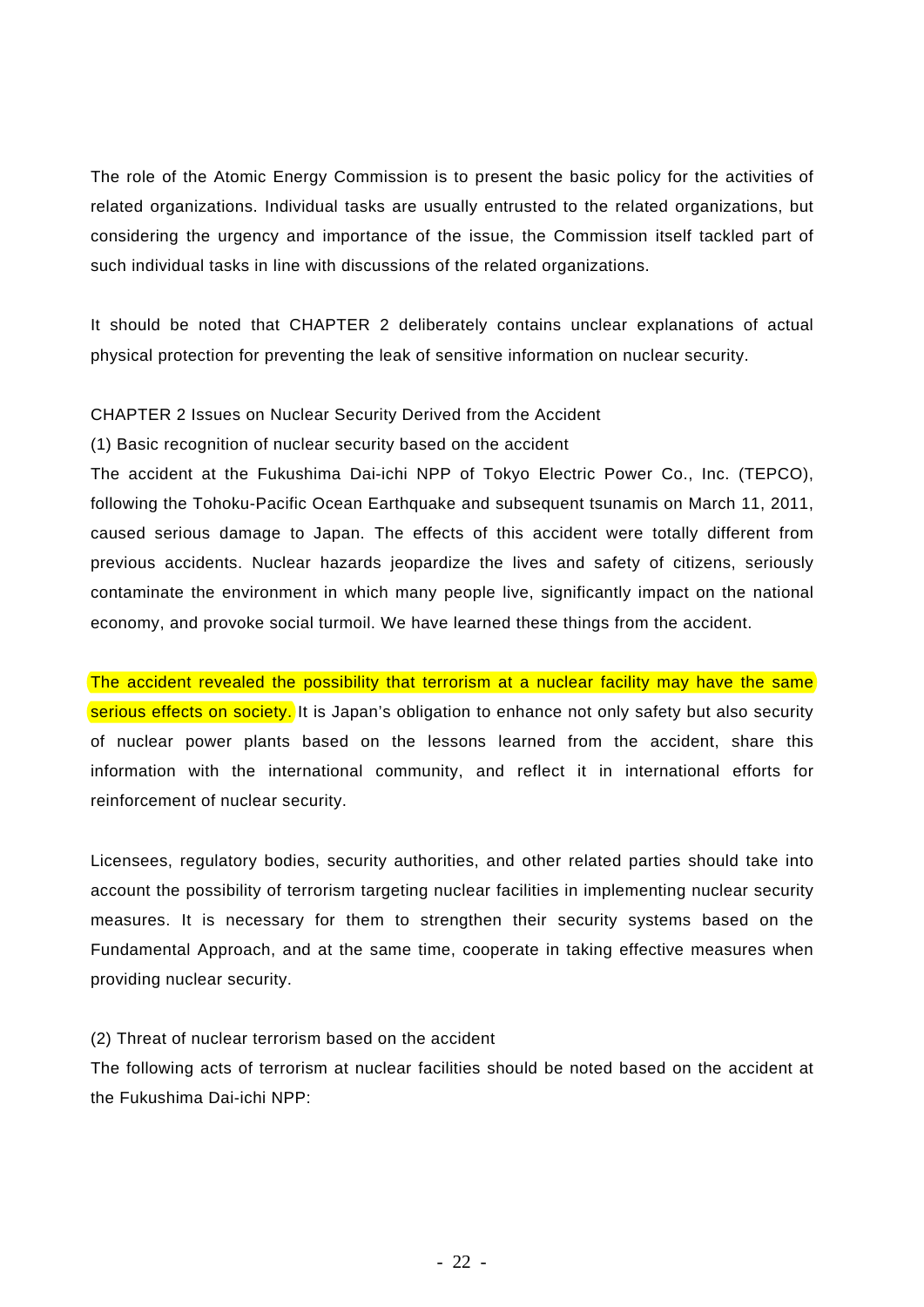The role of the Atomic Energy Commission is to present the basic policy for the activities of related organizations. Individual tasks are usually entrusted to the related organizations, but considering the urgency and importance of the issue, the Commission itself tackled part of such individual tasks in line with discussions of the related organizations.

It should be noted that CHAPTER 2 deliberately contains unclear explanations of actual physical protection for preventing the leak of sensitive information on nuclear security.

## CHAPTER 2 Issues on Nuclear Security Derived from the Accident

### (1) Basic recognition of nuclear security based on the accident

The accident at the Fukushima Dai-ichi NPP of Tokyo Electric Power Co., Inc. (TEPCO), following the Tohoku-Pacific Ocean Earthquake and subsequent tsunamis on March 11, 2011, caused serious damage to Japan. The effects of this accident were totally different from previous accidents. Nuclear hazards jeopardize the lives and safety of citizens, seriously contaminate the environment in which many people live, significantly impact on the national economy, and provoke social turmoil. We have learned these things from the accident.

The accident revealed the possibility that terrorism at a nuclear facility may have the same serious effects on society. It is Japan's obligation to enhance not only safety but also security of nuclear power plants based on the lessons learned from the accident, share this information with the international community, and reflect it in international efforts for reinforcement of nuclear security.

Licensees, regulatory bodies, security authorities, and other related parties should take into account the possibility of terrorism targeting nuclear facilities in implementing nuclear security measures. It is necessary for them to strengthen their security systems based on the Fundamental Approach, and at the same time, cooperate in taking effective measures when providing nuclear security.

### (2) Threat of nuclear terrorism based on the accident

The following acts of terrorism at nuclear facilities should be noted based on the accident at the Fukushima Dai-ichi NPP: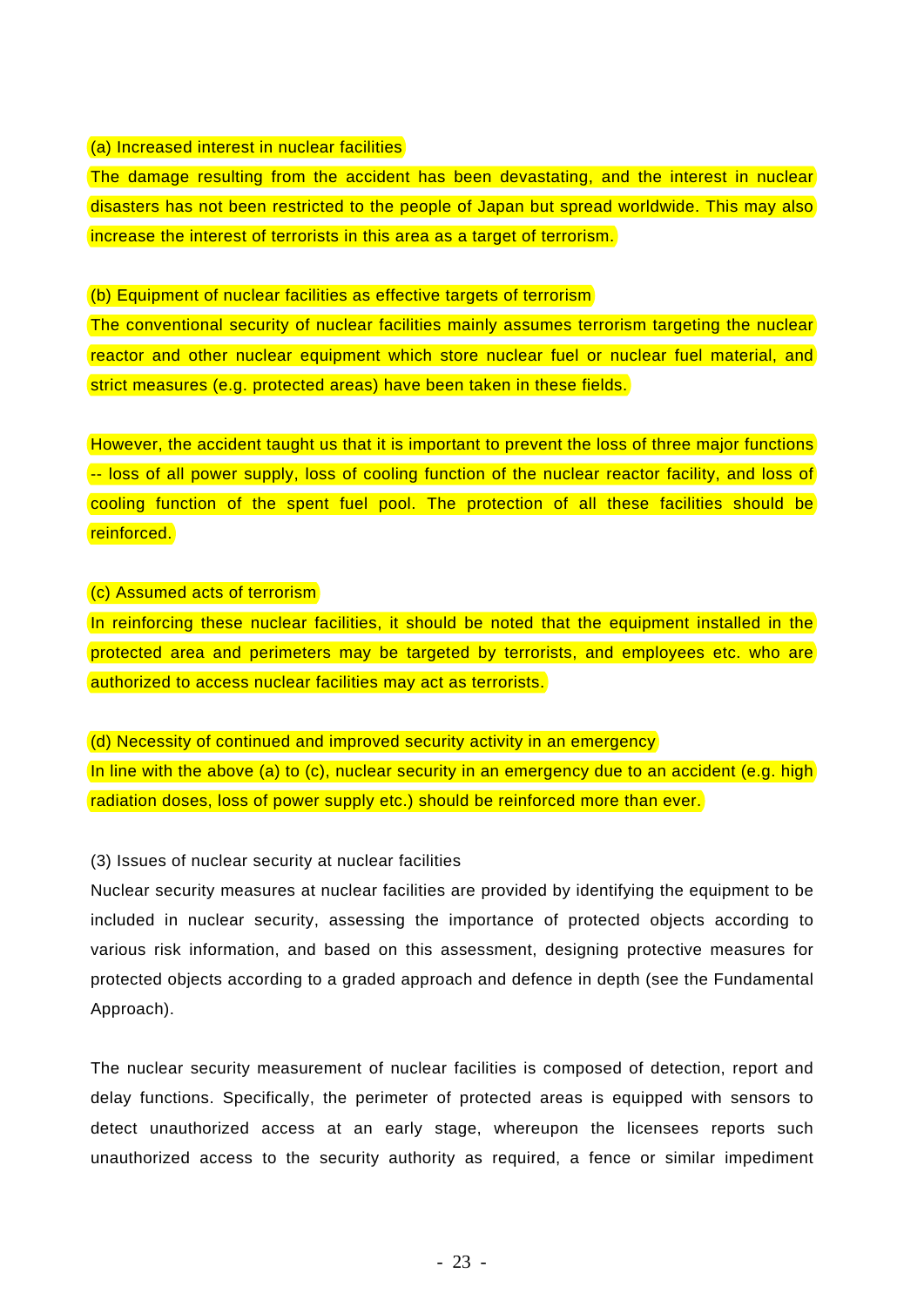(a) Increased interest in nuclear facilities

The damage resulting from the accident has been devastating, and the interest in nuclear disasters has not been restricted to the people of Japan but spread worldwide. This may also increase the interest of terrorists in this area as a target of terrorism.

(b) Equipment of nuclear facilities as effective targets of terrorism

The conventional security of nuclear facilities mainly assumes terrorism targeting the nuclear reactor and other nuclear equipment which store nuclear fuel or nuclear fuel material, and strict measures (e.g. protected areas) have been taken in these fields.

However, the accident taught us that it is important to prevent the loss of three major functions -- loss of all power supply, loss of cooling function of the nuclear reactor facility, and loss of cooling function of the spent fuel pool. The protection of all these facilities should be reinforced.

(c) Assumed acts of terrorism

In reinforcing these nuclear facilities, it should be noted that the equipment installed in the protected area and perimeters may be targeted by terrorists, and employees etc. who are authorized to access nuclear facilities may act as terrorists.

(d) Necessity of continued and improved security activity in an emergency

In line with the above (a) to (c), nuclear security in an emergency due to an accident (e.g. high radiation doses, loss of power supply etc.) should be reinforced more than ever.

(3) Issues of nuclear security at nuclear facilities

Nuclear security measures at nuclear facilities are provided by identifying the equipment to be included in nuclear security, assessing the importance of protected objects according to various risk information, and based on this assessment, designing protective measures for protected objects according to a graded approach and defence in depth (see the Fundamental Approach).

The nuclear security measurement of nuclear facilities is composed of detection, report and delay functions. Specifically, the perimeter of protected areas is equipped with sensors to detect unauthorized access at an early stage, whereupon the licensees reports such unauthorized access to the security authority as required, a fence or similar impediment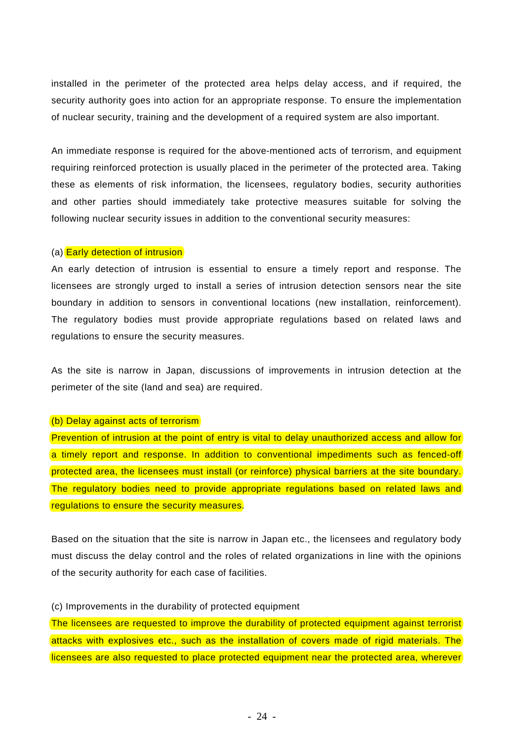installed in the perimeter of the protected area helps delay access, and if required, the security authority goes into action for an appropriate response. To ensure the implementation of nuclear security, training and the development of a required system are also important.

An immediate response is required for the above-mentioned acts of terrorism, and equipment requiring reinforced protection is usually placed in the perimeter of the protected area. Taking these as elements of risk information, the licensees, regulatory bodies, security authorities and other parties should immediately take protective measures suitable for solving the following nuclear security issues in addition to the conventional security measures:

(a) Early detection of intrusion

An early detection of intrusion is essential to ensure a timely report and response. The licensees are strongly urged to install a series of intrusion detection sensors near the site boundary in addition to sensors in conventional locations (new installation, reinforcement). The regulatory bodies must provide appropriate regulations based on related laws and regulations to ensure the security measures.

As the site is narrow in Japan, discussions of improvements in intrusion detection at the perimeter of the site (land and sea) are required.

(b) Delay against acts of terrorism

Prevention of intrusion at the point of entry is vital to delay unauthorized access and allow for a timely report and response. In addition to conventional impediments such as fenced-off protected area, the licensees must install (or reinforce) physical barriers at the site boundary. The regulatory bodies need to provide appropriate regulations based on related laws and regulations to ensure the security measures.

Based on the situation that the site is narrow in Japan etc., the licensees and regulatory body must discuss the delay control and the roles of related organizations in line with the opinions of the security authority for each case of facilities.

(c) Improvements in the durability of protected equipment

The licensees are requested to improve the durability of protected equipment against terrorist attacks with explosives etc., such as the installation of covers made of rigid materials. The licensees are also requested to place protected equipment near the protected area, wherever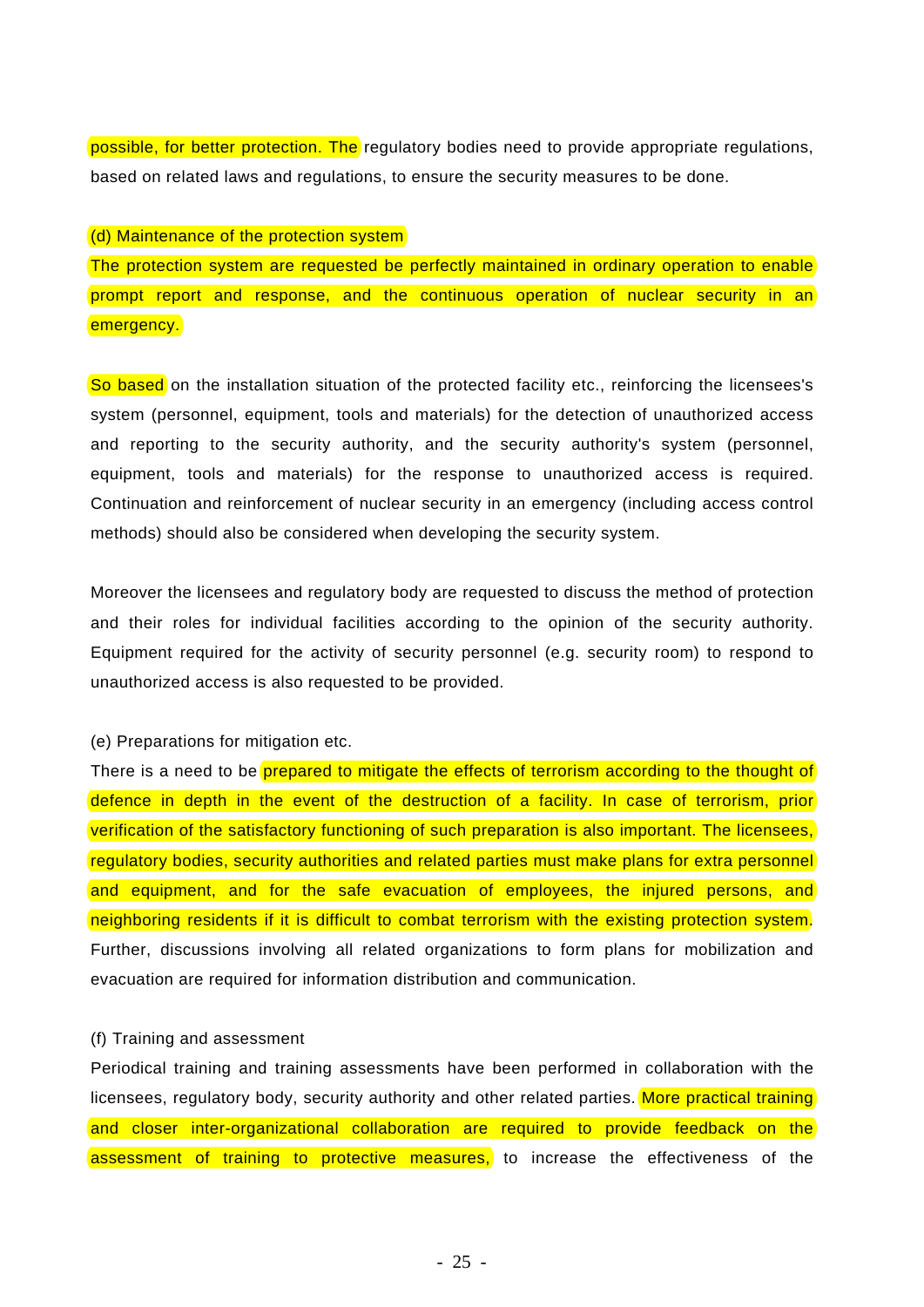possible, for better protection. The regulatory bodies need to provide appropriate regulations, based on related laws and regulations, to ensure the security measures to be done.

(d) Maintenance of the protection system

The protection system are requested be perfectly maintained in ordinary operation to enable prompt report and response, and the continuous operation of nuclear security in an emergency.

So based on the installation situation of the protected facility etc., reinforcing the licensees's system (personnel, equipment, tools and materials) for the detection of unauthorized access and reporting to the security authority, and the security authority's system (personnel, equipment, tools and materials) for the response to unauthorized access is required. Continuation and reinforcement of nuclear security in an emergency (including access control methods) should also be considered when developing the security system.

Moreover the licensees and regulatory body are requested to discuss the method of protection and their roles for individual facilities according to the opinion of the security authority. Equipment required for the activity of security personnel (e.g. security room) to respond to unauthorized access is also requested to be provided.

(e) Preparations for mitigation etc.

There is a need to be prepared to mitigate the effects of terrorism according to the thought of defence in depth in the event of the destruction of a facility. In case of terrorism, prior verification of the satisfactory functioning of such preparation is also important. The licensees, regulatory bodies, security authorities and related parties must make plans for extra personnel and equipment, and for the safe evacuation of employees, the injured persons, and neighboring residents if it is difficult to combat terrorism with the existing protection system. Further, discussions involving all related organizations to form plans for mobilization and evacuation are required for information distribution and communication.

(f) Training and assessment

Periodical training and training assessments have been performed in collaboration with the licensees, regulatory body, security authority and other related parties. More practical training and closer inter-organizational collaboration are required to provide feedback on the assessment of training to protective measures, to increase the effectiveness of the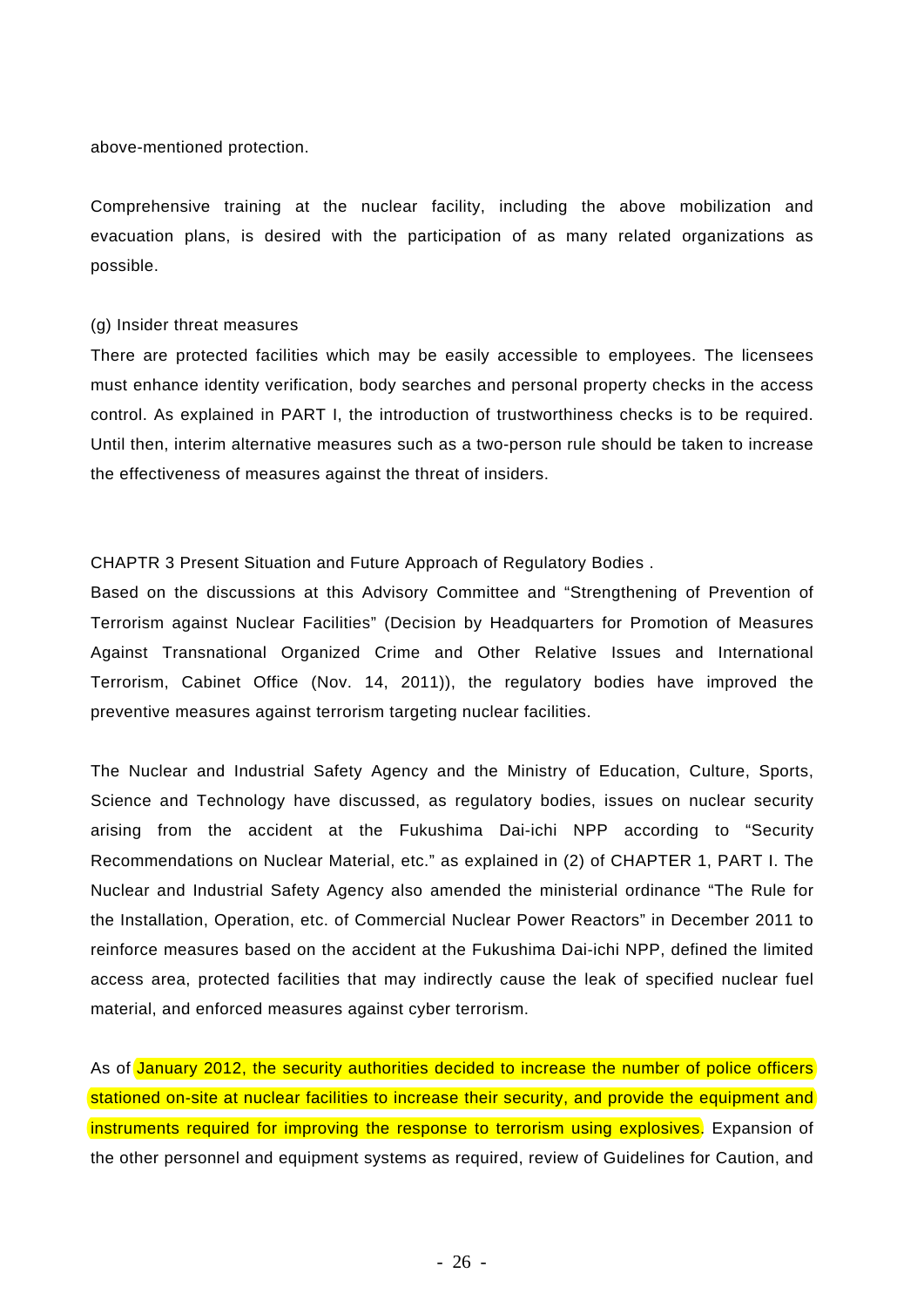above-mentioned protection.

Comprehensive training at the nuclear facility, including the above mobilization and evacuation plans, is desired with the participation of as many related organizations as possible.

(g) Insider threat measures

There are protected facilities which may be easily accessible to employees. The licensees must enhance identity verification, body searches and personal property checks in the access control. As explained in PART I, the introduction of trustworthiness checks is to be required. Until then, interim alternative measures such as a two-person rule should be taken to increase the effectiveness of measures against the threat of insiders.

## CHAPTR 3 Present Situation and Future Approach of Regulatory Bodies .

Based on the discussions at this Advisory Committee and "Strengthening of Prevention of Terrorism against Nuclear Facilities" (Decision by Headquarters for Promotion of Measures Against Transnational Organized Crime and Other Relative Issues and International Terrorism, Cabinet Office (Nov. 14, 2011)), the regulatory bodies have improved the preventive measures against terrorism targeting nuclear facilities.

The Nuclear and Industrial Safety Agency and the Ministry of Education, Culture, Sports, Science and Technology have discussed, as regulatory bodies, issues on nuclear security arising from the accident at the Fukushima Dai-ichi NPP according to "Security Recommendations on Nuclear Material, etc." as explained in (2) of CHAPTER 1, PART I. The Nuclear and Industrial Safety Agency also amended the ministerial ordinance "The Rule for the Installation, Operation, etc. of Commercial Nuclear Power Reactors" in December 2011 to reinforce measures based on the accident at the Fukushima Dai-ichi NPP, defined the limited access area, protected facilities that may indirectly cause the leak of specified nuclear fuel material, and enforced measures against cyber terrorism.

As of January 2012, the security authorities decided to increase the number of police officers stationed on-site at nuclear facilities to increase their security, and provide the equipment and instruments required for improving the response to terrorism using explosives. Expansion of the other personnel and equipment systems as required, review of Guidelines for Caution, and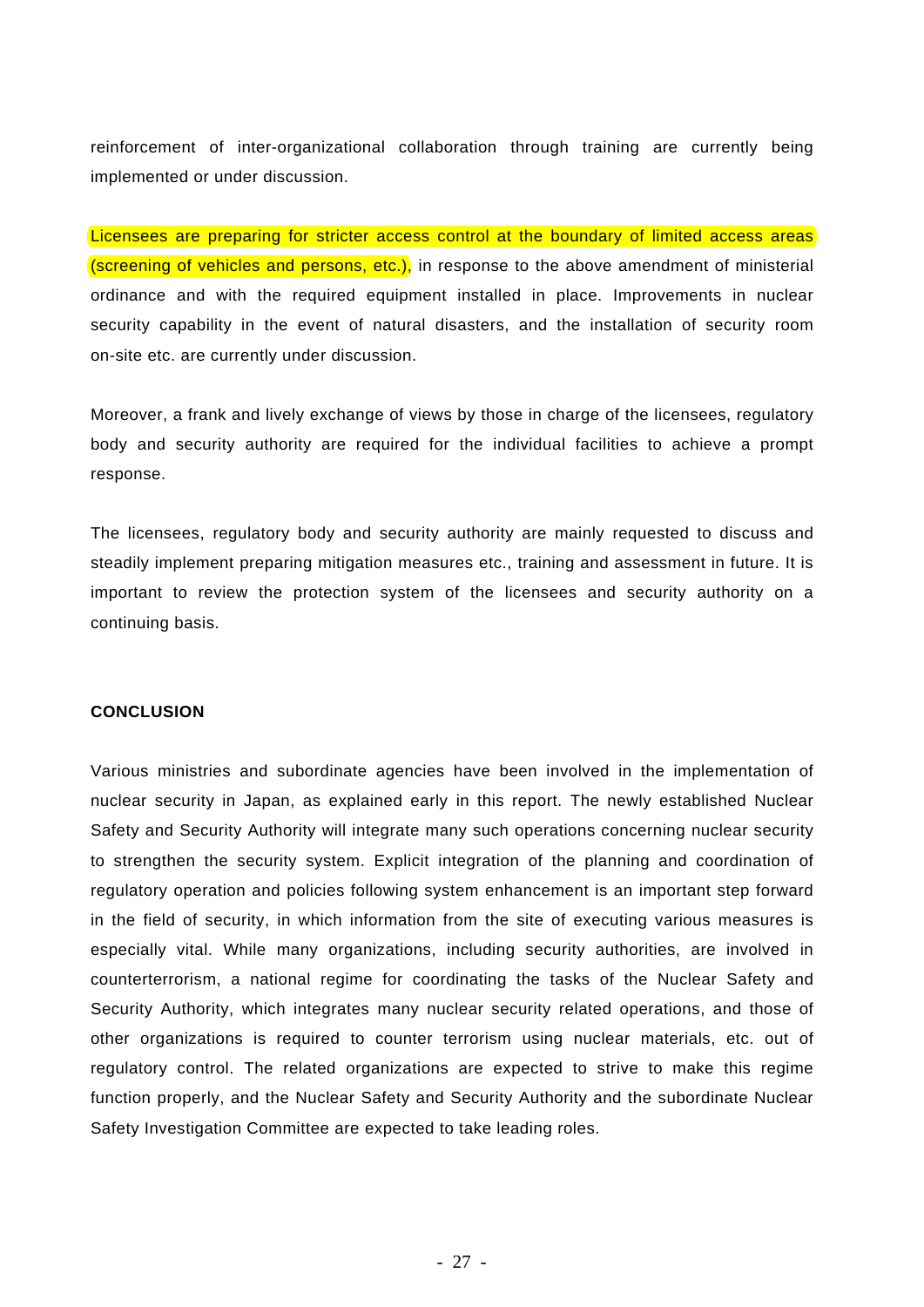reinforcement of inter-organizational collaboration through training are currently being implemented or under discussion.

Licensees are preparing for stricter access control at the boundary of limited access areas (screening of vehicles and persons, etc.), in response to the above amendment of ministerial ordinance and with the required equipment installed in place. Improvements in nuclear security capability in the event of natural disasters, and the installation of security room on-site etc. are currently under discussion.

Moreover, a frank and lively exchange of views by those in charge of the licensees, regulatory body and security authority are required for the individual facilities to achieve a prompt response.

The licensees, regulatory body and security authority are mainly requested to discuss and steadily implement preparing mitigation measures etc., training and assessment in future. It is important to review the protection system of the licensees and security authority on a continuing basis.

**CONCLUSION**

Various ministries and subordinate agencies have been involved in the implementation of nuclear security in Japan, as explained early in this report. The newly established Nuclear Safety and Security Authority will integrate many such operations concerning nuclear security to strengthen the security system. Explicit integration of the planning and coordination of regulatory operation and policies following system enhancement is an important step forward in the field of security, in which information from the site of executing various measures is especially vital. While many organizations, including security authorities, are involved in counterterrorism, a national regime for coordinating the tasks of the Nuclear Safety and Security Authority, which integrates many nuclear security related operations, and those of other organizations is required to counter terrorism using nuclear materials, etc. out of regulatory control. The related organizations are expected to strive to make this regime function properly, and the Nuclear Safety and Security Authority and the subordinate Nuclear Safety Investigation Committee are expected to take leading roles.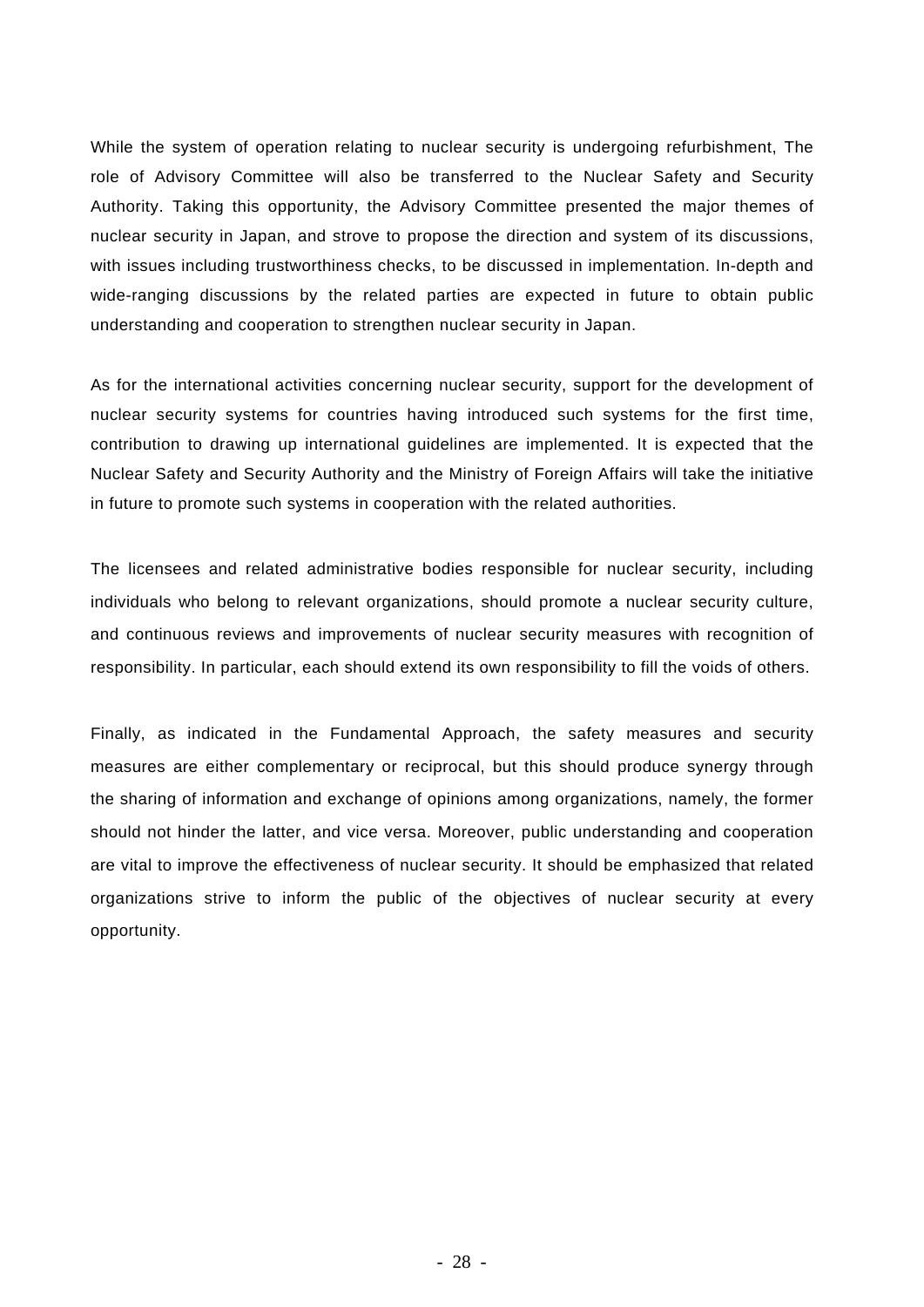While the system of operation relating to nuclear security is undergoing refurbishment, The role of Advisory Committee will also be transferred to the Nuclear Safety and Security Authority. Taking this opportunity, the Advisory Committee presented the major themes of nuclear security in Japan, and strove to propose the direction and system of its discussions, with issues including trustworthiness checks, to be discussed in implementation. In-depth and wide-ranging discussions by the related parties are expected in future to obtain public understanding and cooperation to strengthen nuclear security in Japan.

As for the international activities concerning nuclear security, support for the development of nuclear security systems for countries having introduced such systems for the first time, contribution to drawing up international guidelines are implemented. It is expected that the Nuclear Safety and Security Authority and the Ministry of Foreign Affairs will take the initiative in future to promote such systems in cooperation with the related authorities.

The licensees and related administrative bodies responsible for nuclear security, including individuals who belong to relevant organizations, should promote a nuclear security culture, and continuous reviews and improvements of nuclear security measures with recognition of responsibility. In particular, each should extend its own responsibility to fill the voids of others.

Finally, as indicated in the Fundamental Approach, the safety measures and security measures are either complementary or reciprocal, but this should produce synergy through the sharing of information and exchange of opinions among organizations, namely, the former should not hinder the latter, and vice versa. Moreover, public understanding and cooperation are vital to improve the effectiveness of nuclear security. It should be emphasized that related organizations strive to inform the public of the objectives of nuclear security at every opportunity.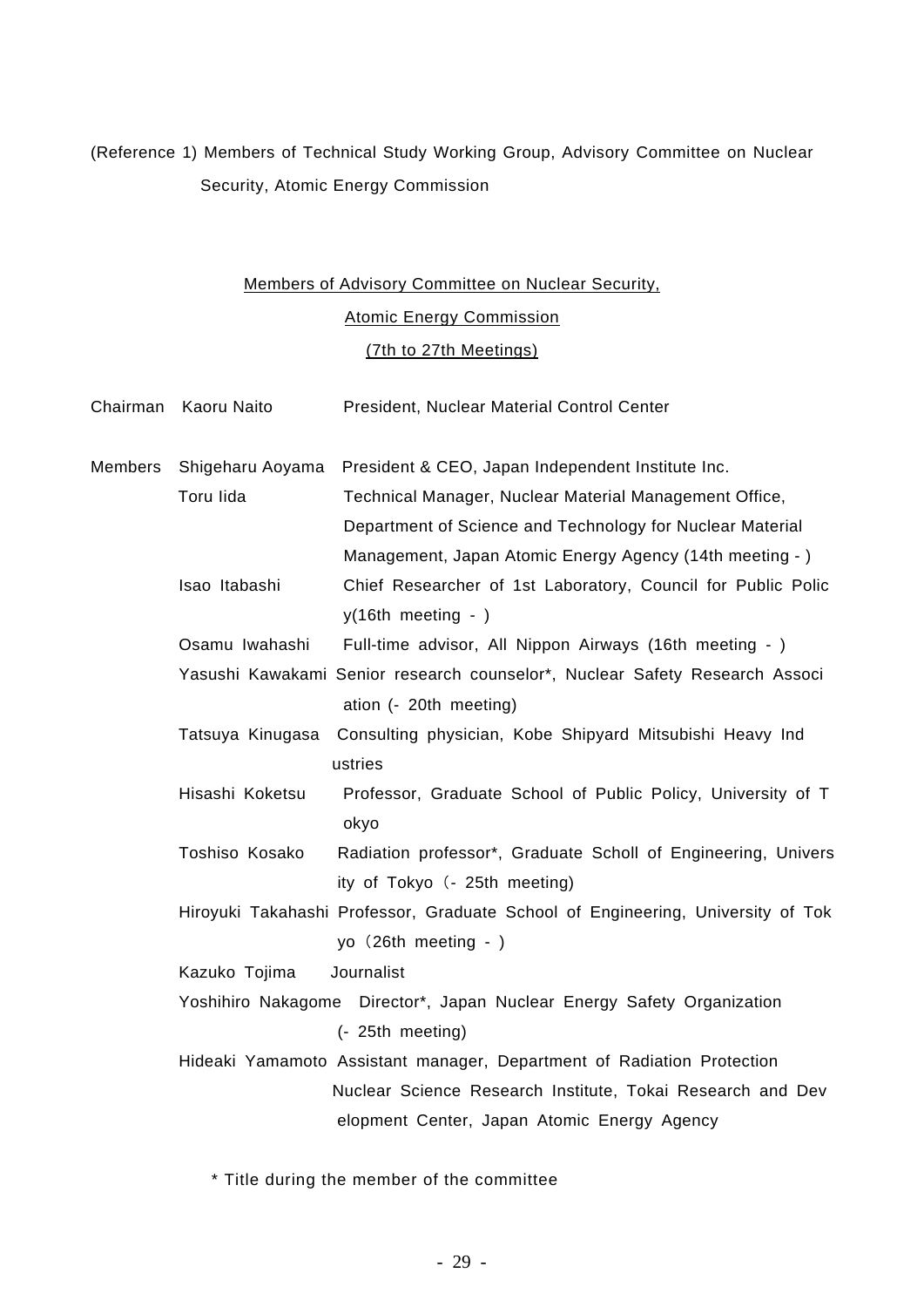(Reference 1) Members of Technical Study Working Group, Advisory Committee on Nuclear Security, Atomic Energy Commission

Members of Advisory Committee on Nuclear Security, Atomic Energy Commission (7th to 27th Meetings)

| | | |
|---|---|---|
| Chairman | Kaoru Naito | President, Nuclear Material Control Center |
| Members | Shigeharu Aoyama | President & CEO, Japan Independent Institute Inc. |
| | Toru Iida | Technical Manager, Nuclear Material Management Office, Department of Science and Technology for Nuclear Material Management, Japan Atomic Energy Agency (14th meeting - ) |
| | Isao Itabashi | Chief Researcher of 1st Laboratory, Council for Public Policy(16th meeting - ) |
| | Osamu Iwahashi | Full-time advisor, All Nippon Airways (16th meeting - ) |
| | Yasushi Kawakami | Senior research counselor*, Nuclear Safety Research Association (- 20th meeting) |
| | Tatsuya Kinugasa | Consulting physician, Kobe Shipyard Mitsubishi Heavy Industries |
| | Hisashi Koketsu | Professor, Graduate School of Public Policy, University of Tokyo |
| | Toshiso Kosako | Radiation professor*, Graduate Scholl of Engineering, University of Tokyo（- 25th meeting) |
| | Hiroyuki Takahashi | Professor, Graduate School of Engineering, University of Tokyo（26th meeting - ) |
| | Kazuko Tojima | Journalist |
| | Yoshihiro Nakagome | Director*, Japan Nuclear Energy Safety Organization (- 25th meeting) |
| | Hideaki Yamamoto | Assistant manager, Department of Radiation Protection Nuclear Science Research Institute, Tokai Research and Development Center, Japan Atomic Energy Agency |

\* Title during the member of the committee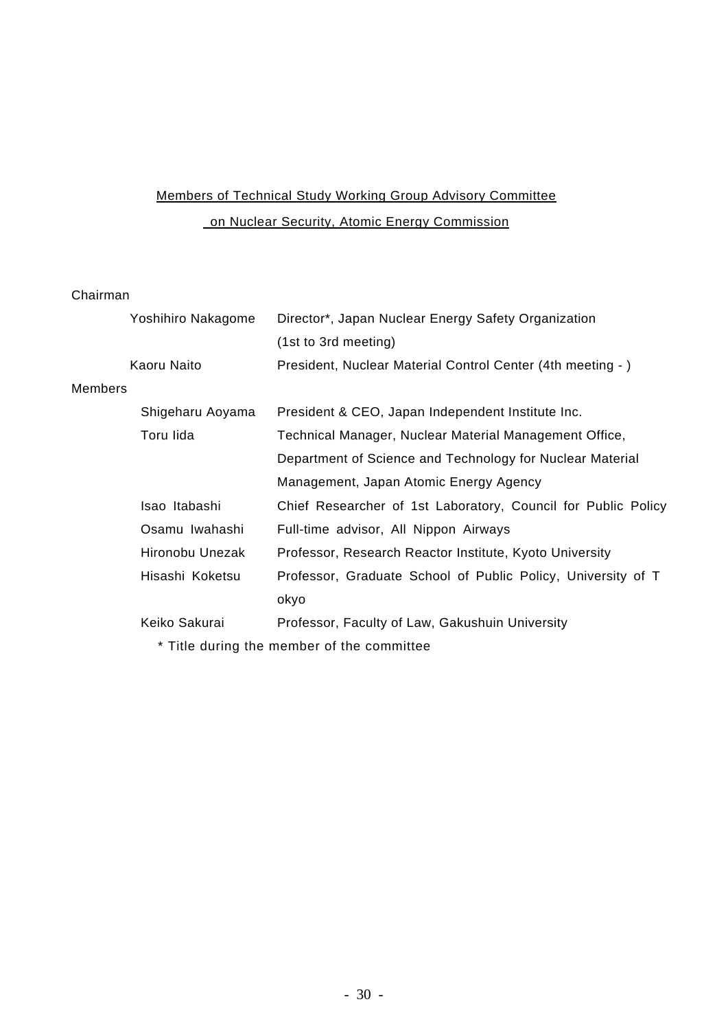Members of Technical Study Working Group Advisory Committee
on Nuclear Security, Atomic Energy Commission

Chairman

| | |
|---|---|
| Yoshihiro Nakagome | Director*, Japan Nuclear Energy Safety Organization (1st to 3rd meeting) |
| Kaoru Naito | President, Nuclear Material Control Center (4th meeting - ) |

Members

| | |
|---|---|
| Shigeharu Aoyama | President & CEO, Japan Independent Institute Inc. |
| Toru Iida | Technical Manager, Nuclear Material Management Office, Department of Science and Technology for Nuclear Material Management, Japan Atomic Energy Agency |
| Isao Itabashi | Chief Researcher of 1st Laboratory, Council for Public Policy |
| Osamu Iwahashi | Full-time advisor, All Nippon Airways |
| Hironobu Unezak | Professor, Research Reactor Institute, Kyoto University |
| Hisashi Koketsu | Professor, Graduate School of Public Policy, University of T okyo |
| Keiko Sakurai | Professor, Faculty of Law, Gakushuin University |

* Title during the member of the committee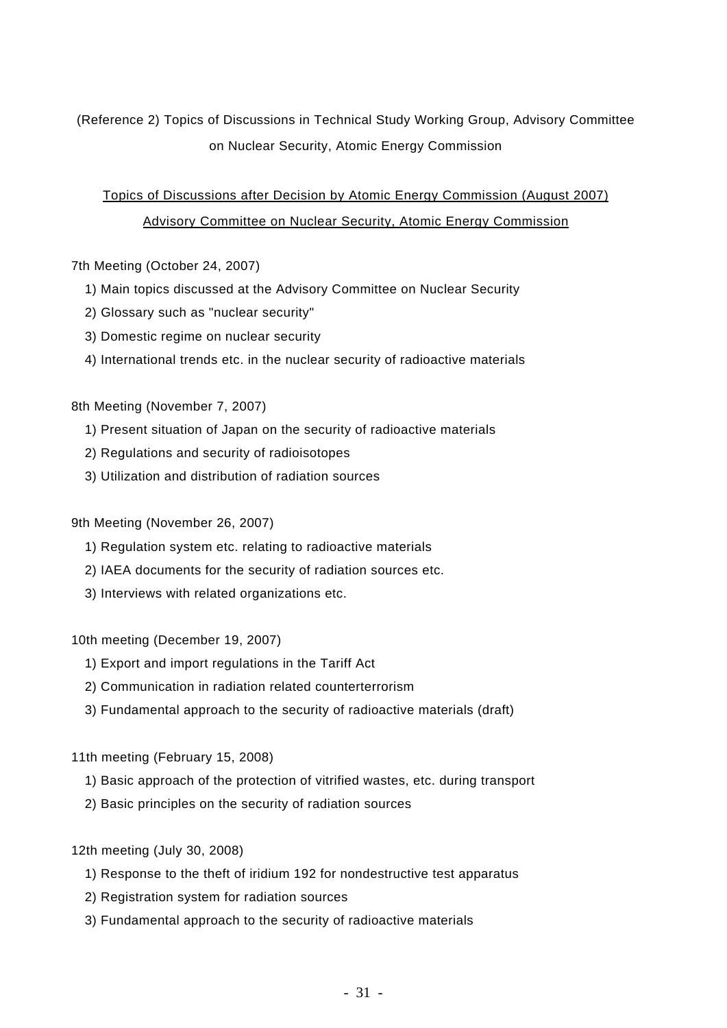(Reference 2) Topics of Discussions in Technical Study Working Group, Advisory Committee on Nuclear Security, Atomic Energy Commission

<u>Topics of Discussions after Decision by Atomic Energy Commission (August 2007)</u>

<u>Advisory Committee on Nuclear Security, Atomic Energy Commission</u>

7th Meeting (October 24, 2007)

1) Main topics discussed at the Advisory Committee on Nuclear Security
2) Glossary such as "nuclear security"
3) Domestic regime on nuclear security
4) International trends etc. in the nuclear security of radioactive materials

8th Meeting (November 7, 2007)

1) Present situation of Japan on the security of radioactive materials
2) Regulations and security of radioisotopes
3) Utilization and distribution of radiation sources

9th Meeting (November 26, 2007)

1) Regulation system etc. relating to radioactive materials
2) IAEA documents for the security of radiation sources etc.
3) Interviews with related organizations etc.

10th meeting (December 19, 2007)

1) Export and import regulations in the Tariff Act
2) Communication in radiation related counterterrorism
3) Fundamental approach to the security of radioactive materials (draft)

11th meeting (February 15, 2008)

1) Basic approach of the protection of vitrified wastes, etc. during transport
2) Basic principles on the security of radiation sources

12th meeting (July 30, 2008)

1) Response to the theft of iridium 192 for nondestructive test apparatus
2) Registration system for radiation sources
3) Fundamental approach to the security of radioactive materials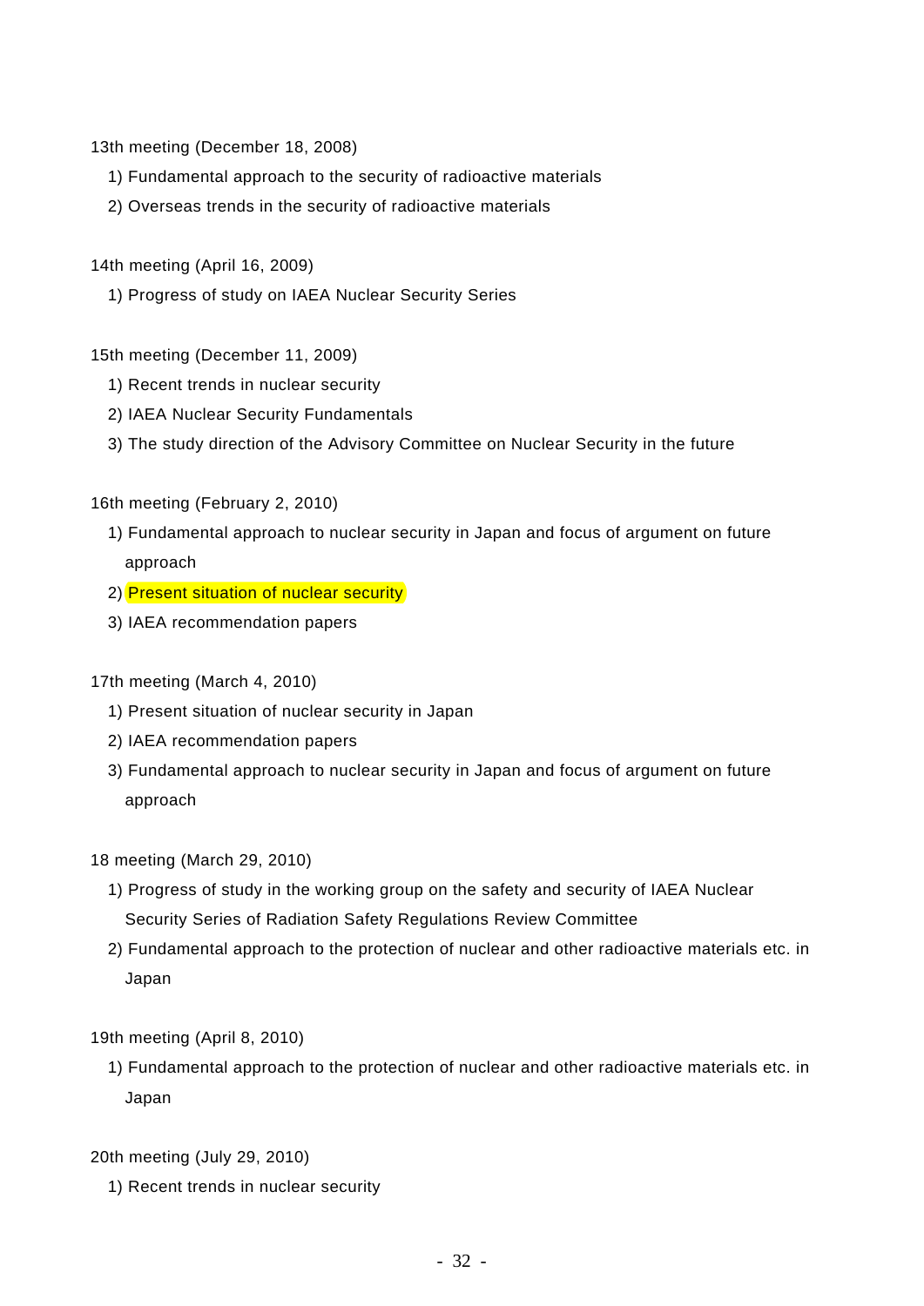13th meeting (December 18, 2008)

1) Fundamental approach to the security of radioactive materials
2) Overseas trends in the security of radioactive materials

14th meeting (April 16, 2009)

1) Progress of study on IAEA Nuclear Security Series

15th meeting (December 11, 2009)

1) Recent trends in nuclear security
2) IAEA Nuclear Security Fundamentals
3) The study direction of the Advisory Committee on Nuclear Security in the future

16th meeting (February 2, 2010)

1) Fundamental approach to nuclear security in Japan and focus of argument on future approach
2) Present situation of nuclear security
3) IAEA recommendation papers

17th meeting (March 4, 2010)

1) Present situation of nuclear security in Japan
2) IAEA recommendation papers
3) Fundamental approach to nuclear security in Japan and focus of argument on future approach

18 meeting (March 29, 2010)

1) Progress of study in the working group on the safety and security of IAEA Nuclear Security Series of Radiation Safety Regulations Review Committee
2) Fundamental approach to the protection of nuclear and other radioactive materials etc. in Japan

19th meeting (April 8, 2010)

1) Fundamental approach to the protection of nuclear and other radioactive materials etc. in Japan

20th meeting (July 29, 2010)

1) Recent trends in nuclear security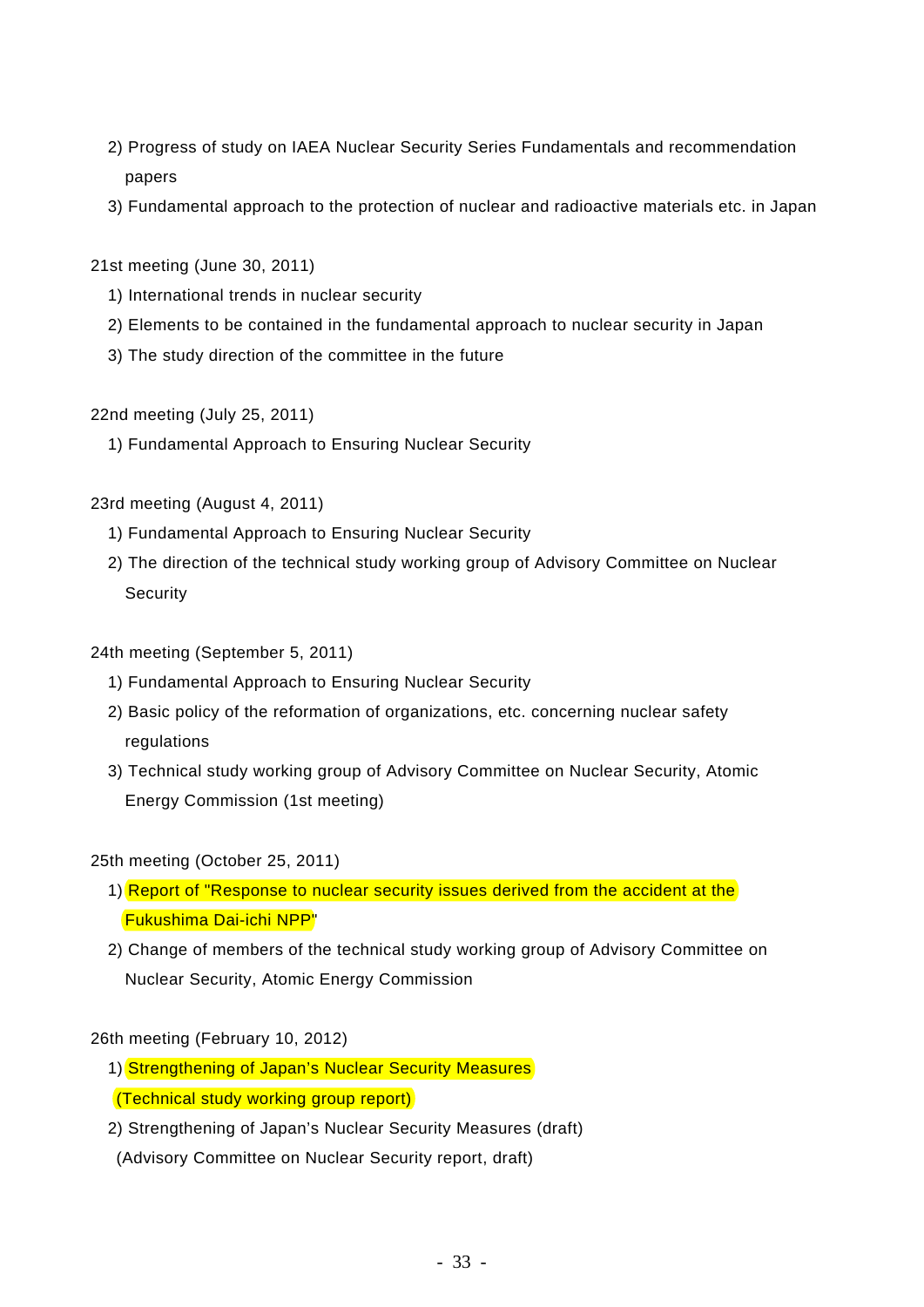2) Progress of study on IAEA Nuclear Security Series Fundamentals and recommendation papers

3) Fundamental approach to the protection of nuclear and radioactive materials etc. in Japan

21st meeting (June 30, 2011)

1) International trends in nuclear security

2) Elements to be contained in the fundamental approach to nuclear security in Japan

3) The study direction of the committee in the future

22nd meeting (July 25, 2011)

1) Fundamental Approach to Ensuring Nuclear Security

23rd meeting (August 4, 2011)

1) Fundamental Approach to Ensuring Nuclear Security

2) The direction of the technical study working group of Advisory Committee on Nuclear Security

24th meeting (September 5, 2011)

1) Fundamental Approach to Ensuring Nuclear Security

2) Basic policy of the reformation of organizations, etc. concerning nuclear safety regulations

3) Technical study working group of Advisory Committee on Nuclear Security, Atomic Energy Commission (1st meeting)

25th meeting (October 25, 2011)

1) Report of "Response to nuclear security issues derived from the accident at the Fukushima Dai-ichi NPP"

2) Change of members of the technical study working group of Advisory Committee on Nuclear Security, Atomic Energy Commission

26th meeting (February 10, 2012)

1) Strengthening of Japan's Nuclear Security Measures (Technical study working group report)

2) Strengthening of Japan's Nuclear Security Measures (draft) (Advisory Committee on Nuclear Security report, draft)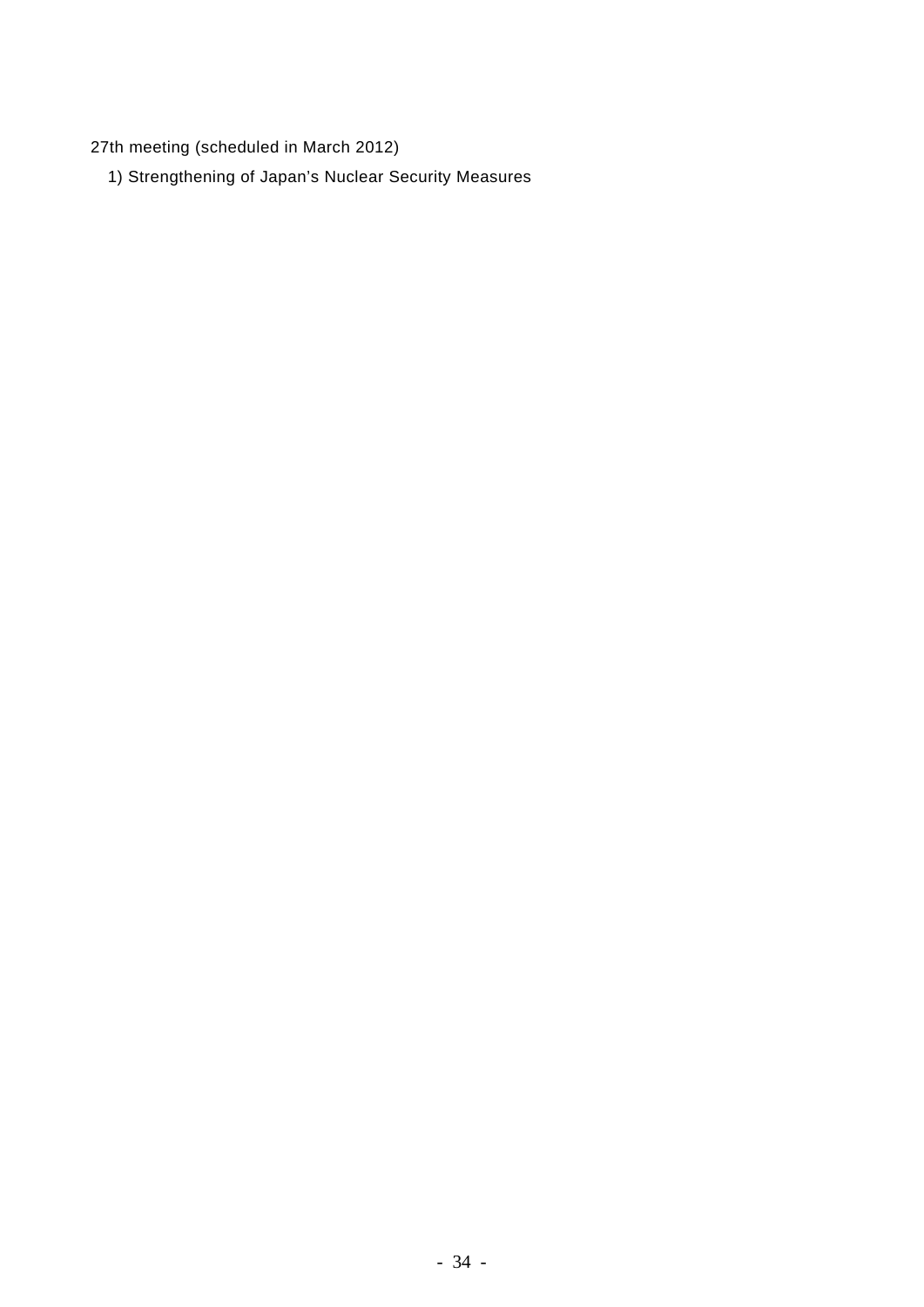27th meeting (scheduled in March 2012)

1) Strengthening of Japan's Nuclear Security Measures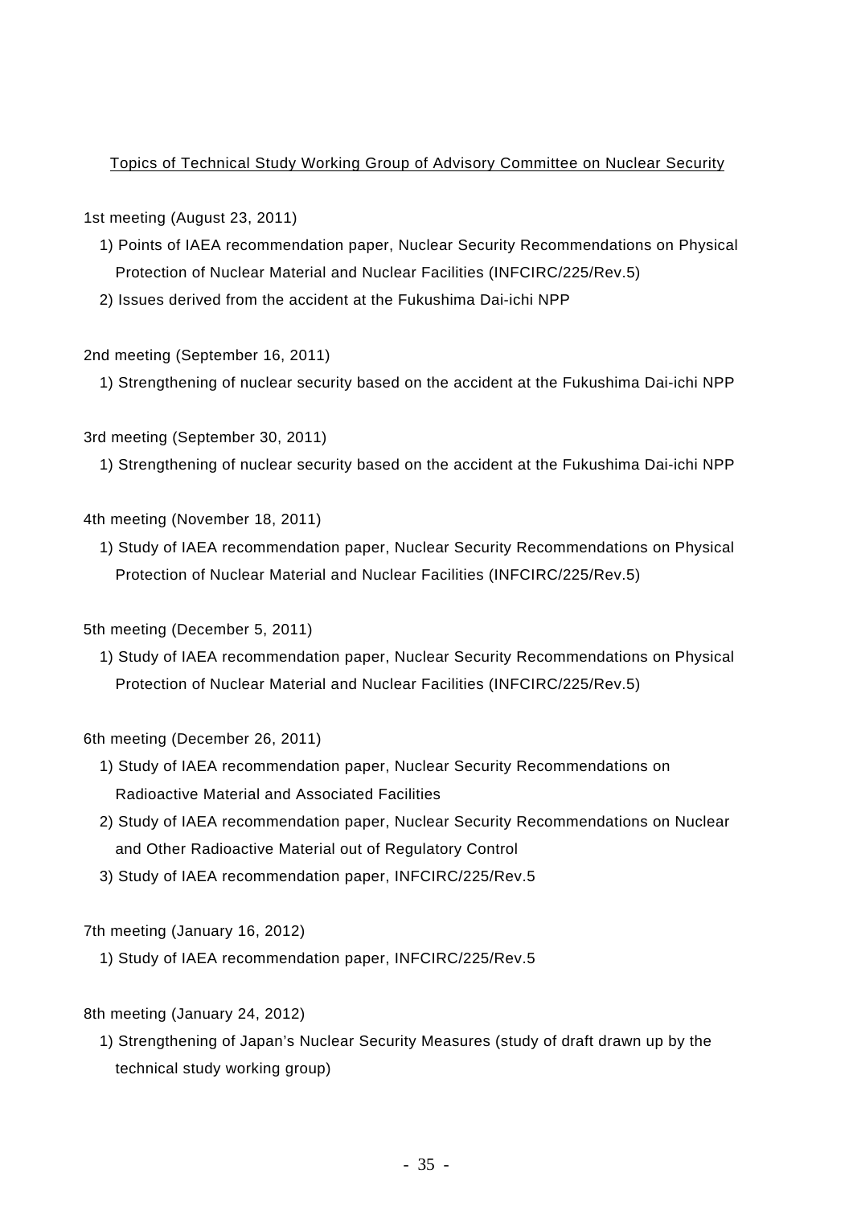Topics of Technical Study Working Group of Advisory Committee on Nuclear Security

1st meeting (August 23, 2011)

1) Points of IAEA recommendation paper, Nuclear Security Recommendations on Physical Protection of Nuclear Material and Nuclear Facilities (INFCIRC/225/Rev.5)
2) Issues derived from the accident at the Fukushima Dai-ichi NPP

2nd meeting (September 16, 2011)

1) Strengthening of nuclear security based on the accident at the Fukushima Dai-ichi NPP

3rd meeting (September 30, 2011)

1) Strengthening of nuclear security based on the accident at the Fukushima Dai-ichi NPP

4th meeting (November 18, 2011)

1) Study of IAEA recommendation paper, Nuclear Security Recommendations on Physical Protection of Nuclear Material and Nuclear Facilities (INFCIRC/225/Rev.5)

5th meeting (December 5, 2011)

1) Study of IAEA recommendation paper, Nuclear Security Recommendations on Physical Protection of Nuclear Material and Nuclear Facilities (INFCIRC/225/Rev.5)

6th meeting (December 26, 2011)

1) Study of IAEA recommendation paper, Nuclear Security Recommendations on Radioactive Material and Associated Facilities
2) Study of IAEA recommendation paper, Nuclear Security Recommendations on Nuclear and Other Radioactive Material out of Regulatory Control
3) Study of IAEA recommendation paper, INFCIRC/225/Rev.5

7th meeting (January 16, 2012)

1) Study of IAEA recommendation paper, INFCIRC/225/Rev.5

8th meeting (January 24, 2012)

1) Strengthening of Japan's Nuclear Security Measures (study of draft drawn up by the technical study working group)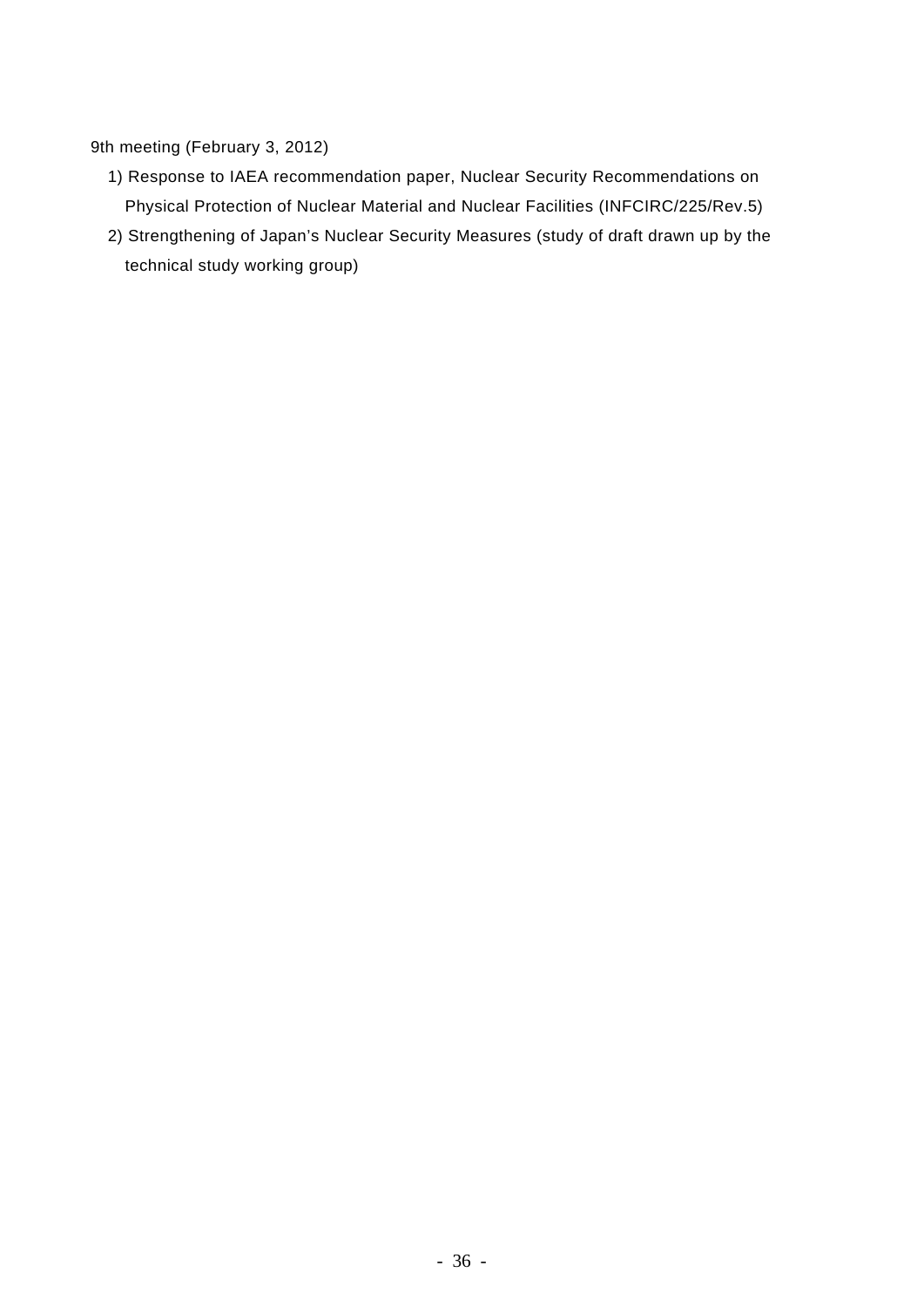9th meeting (February 3, 2012)

1) Response to IAEA recommendation paper, Nuclear Security Recommendations on Physical Protection of Nuclear Material and Nuclear Facilities (INFCIRC/225/Rev.5)
2) Strengthening of Japan's Nuclear Security Measures (study of draft drawn up by the technical study working group)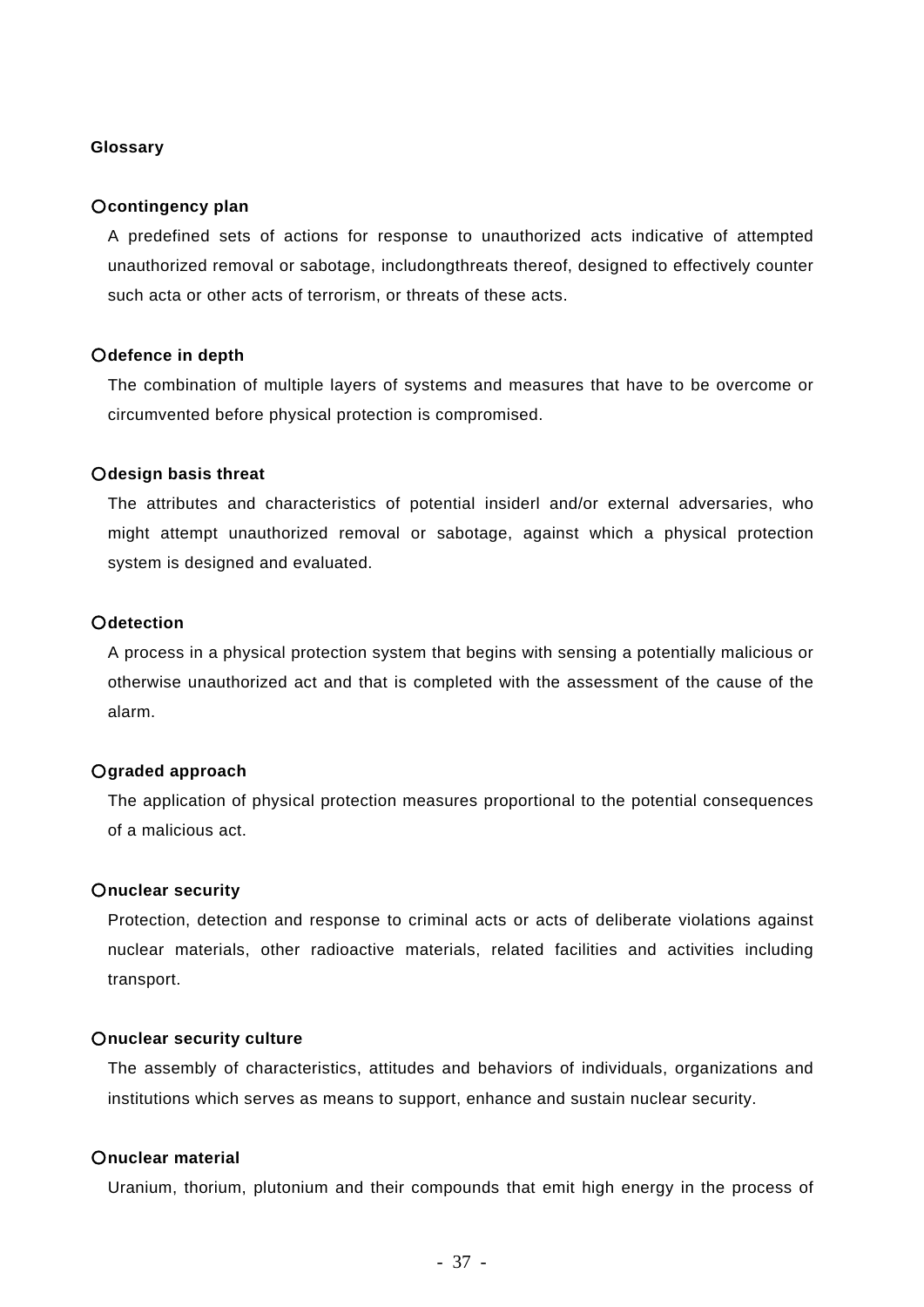**Glossary**

**○contingency plan**

A predefined sets of actions for response to unauthorized acts indicative of attempted unauthorized removal or sabotage, includongthreats thereof, designed to effectively counter such acta or other acts of terrorism, or threats of these acts.

**○defence in depth**

The combination of multiple layers of systems and measures that have to be overcome or circumvented before physical protection is compromised.

**○design basis threat**

The attributes and characteristics of potential insiderl and/or external adversaries, who might attempt unauthorized removal or sabotage, against which a physical protection system is designed and evaluated.

**○detection**

A process in a physical protection system that begins with sensing a potentially malicious or otherwise unauthorized act and that is completed with the assessment of the cause of the alarm.

**○graded approach**

The application of physical protection measures proportional to the potential consequences of a malicious act.

**○nuclear security**

Protection, detection and response to criminal acts or acts of deliberate violations against nuclear materials, other radioactive materials, related facilities and activities including transport.

**○nuclear security culture**

The assembly of characteristics, attitudes and behaviors of individuals, organizations and institutions which serves as means to support, enhance and sustain nuclear security.

**○nuclear material**

Uranium, thorium, plutonium and their compounds that emit high energy in the process of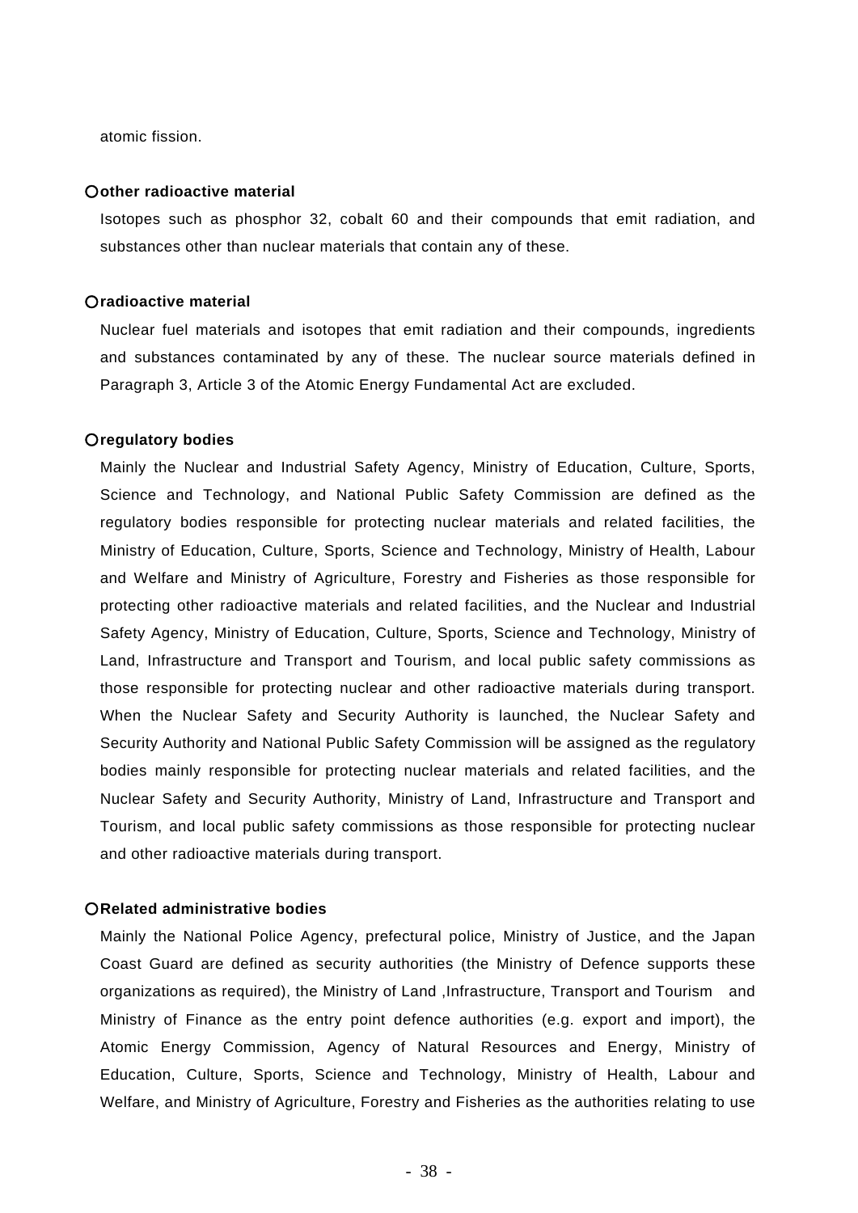atomic fission.

**○other radioactive material**

Isotopes such as phosphor 32, cobalt 60 and their compounds that emit radiation, and substances other than nuclear materials that contain any of these.

**○radioactive material**

Nuclear fuel materials and isotopes that emit radiation and their compounds, ingredients and substances contaminated by any of these. The nuclear source materials defined in Paragraph 3, Article 3 of the Atomic Energy Fundamental Act are excluded.

**○regulatory bodies**

Mainly the Nuclear and Industrial Safety Agency, Ministry of Education, Culture, Sports, Science and Technology, and National Public Safety Commission are defined as the regulatory bodies responsible for protecting nuclear materials and related facilities, the Ministry of Education, Culture, Sports, Science and Technology, Ministry of Health, Labour and Welfare and Ministry of Agriculture, Forestry and Fisheries as those responsible for protecting other radioactive materials and related facilities, and the Nuclear and Industrial Safety Agency, Ministry of Education, Culture, Sports, Science and Technology, Ministry of Land, Infrastructure and Transport and Tourism, and local public safety commissions as those responsible for protecting nuclear and other radioactive materials during transport. When the Nuclear Safety and Security Authority is launched, the Nuclear Safety and Security Authority and National Public Safety Commission will be assigned as the regulatory bodies mainly responsible for protecting nuclear materials and related facilities, and the Nuclear Safety and Security Authority, Ministry of Land, Infrastructure and Transport and Tourism, and local public safety commissions as those responsible for protecting nuclear and other radioactive materials during transport.

**○Related administrative bodies**

Mainly the National Police Agency, prefectural police, Ministry of Justice, and the Japan Coast Guard are defined as security authorities (the Ministry of Defence supports these organizations as required), the Ministry of Land ,Infrastructure, Transport and Tourism and Ministry of Finance as the entry point defence authorities (e.g. export and import), the Atomic Energy Commission, Agency of Natural Resources and Energy, Ministry of Education, Culture, Sports, Science and Technology, Ministry of Health, Labour and Welfare, and Ministry of Agriculture, Forestry and Fisheries as the authorities relating to use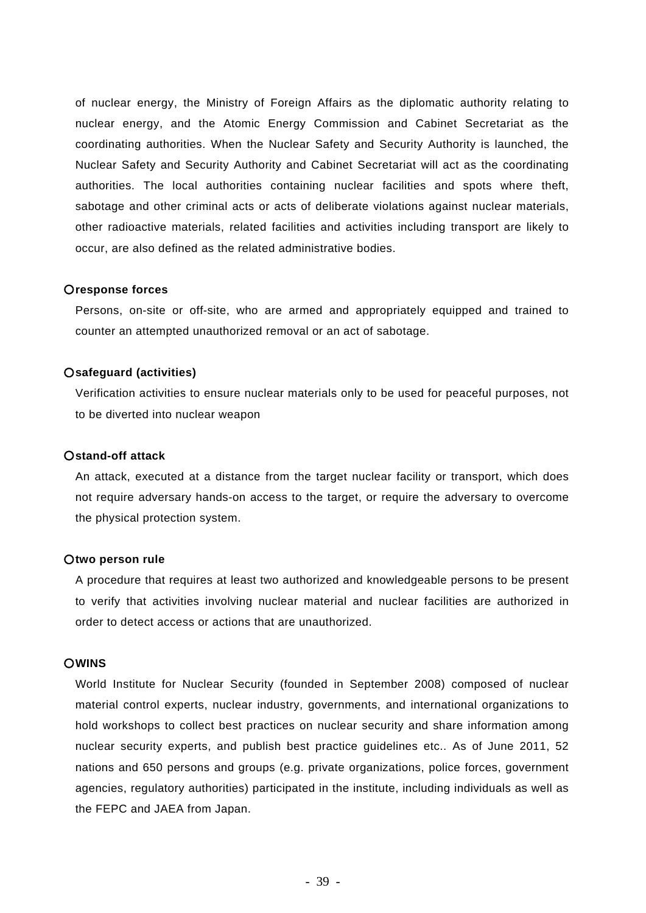of nuclear energy, the Ministry of Foreign Affairs as the diplomatic authority relating to nuclear energy, and the Atomic Energy Commission and Cabinet Secretariat as the coordinating authorities. When the Nuclear Safety and Security Authority is launched, the Nuclear Safety and Security Authority and Cabinet Secretariat will act as the coordinating authorities. The local authorities containing nuclear facilities and spots where theft, sabotage and other criminal acts or acts of deliberate violations against nuclear materials, other radioactive materials, related facilities and activities including transport are likely to occur, are also defined as the related administrative bodies.

**○response forces**

Persons, on-site or off-site, who are armed and appropriately equipped and trained to counter an attempted unauthorized removal or an act of sabotage.

**○safeguard (activities)**

Verification activities to ensure nuclear materials only to be used for peaceful purposes, not to be diverted into nuclear weapon

**○stand-off attack**

An attack, executed at a distance from the target nuclear facility or transport, which does not require adversary hands-on access to the target, or require the adversary to overcome the physical protection system.

**○two person rule**

A procedure that requires at least two authorized and knowledgeable persons to be present to verify that activities involving nuclear material and nuclear facilities are authorized in order to detect access or actions that are unauthorized.

**○WINS**

World Institute for Nuclear Security (founded in September 2008) composed of nuclear material control experts, nuclear industry, governments, and international organizations to hold workshops to collect best practices on nuclear security and share information among nuclear security experts, and publish best practice guidelines etc.. As of June 2011, 52 nations and 650 persons and groups (e.g. private organizations, police forces, government agencies, regulatory authorities) participated in the institute, including individuals as well as the FEPC and JAEA from Japan.